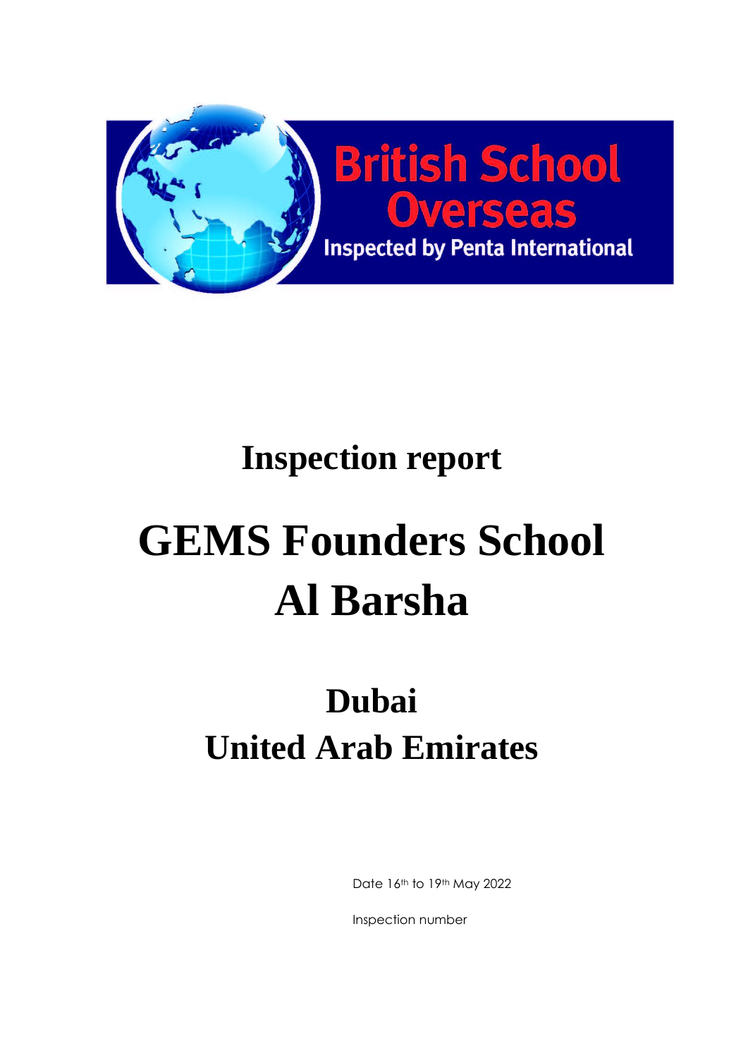British School Overseas

Inspected by Penta International

# Inspection report

# GEMS Founders School Al Barsha

## Dubai
## United Arab Emirates

Date 16th to 19th May 2022

Inspection number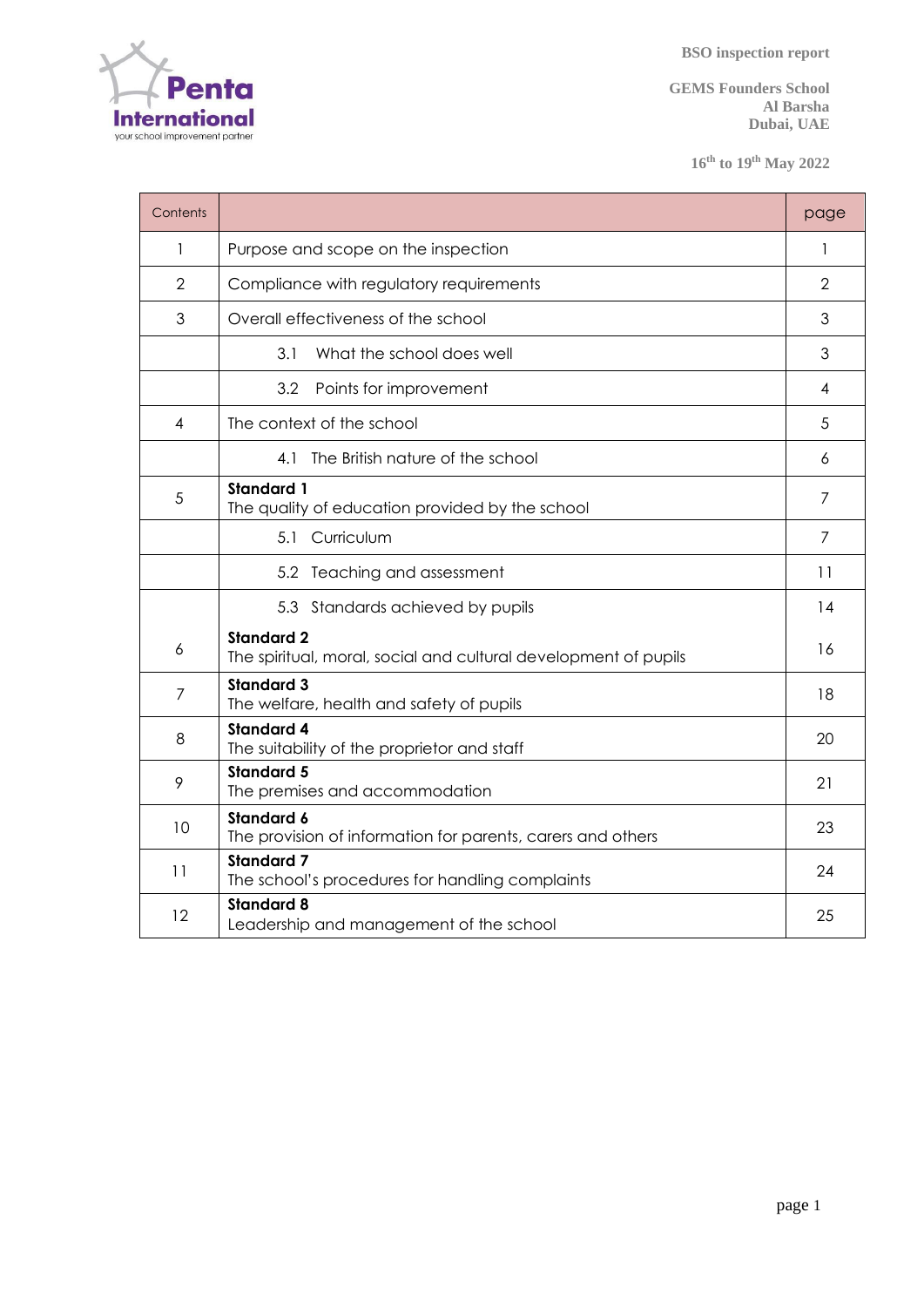**BSO inspection report**

**GEMS Founders School**
**Al Barsha**
**Dubai, UAE**

**16th to 19th May 2022**

| Contents | | page |
|---|---|---|
| 1 | Purpose and scope on the inspection | 1 |
| 2 | Compliance with regulatory requirements | 2 |
| 3 | Overall effectiveness of the school | 3 |
| | 3.1 What the school does well | 3 |
| | 3.2 Points for improvement | 4 |
| 4 | The context of the school | 5 |
| | 4.1 The British nature of the school | 6 |
| 5 | **Standard 1** The quality of education provided by the school | 7 |
| | 5.1 Curriculum | 7 |
| | 5.2 Teaching and assessment | 11 |
| | 5.3 Standards achieved by pupils | 14 |
| 6 | **Standard 2** The spiritual, moral, social and cultural development of pupils | 16 |
| 7 | **Standard 3** The welfare, health and safety of pupils | 18 |
| 8 | **Standard 4** The suitability of the proprietor and staff | 20 |
| 9 | **Standard 5** The premises and accommodation | 21 |
| 10 | **Standard 6** The provision of information for parents, carers and others | 23 |
| 11 | **Standard 7** The school's procedures for handling complaints | 24 |
| 12 | **Standard 8** Leadership and management of the school | 25 |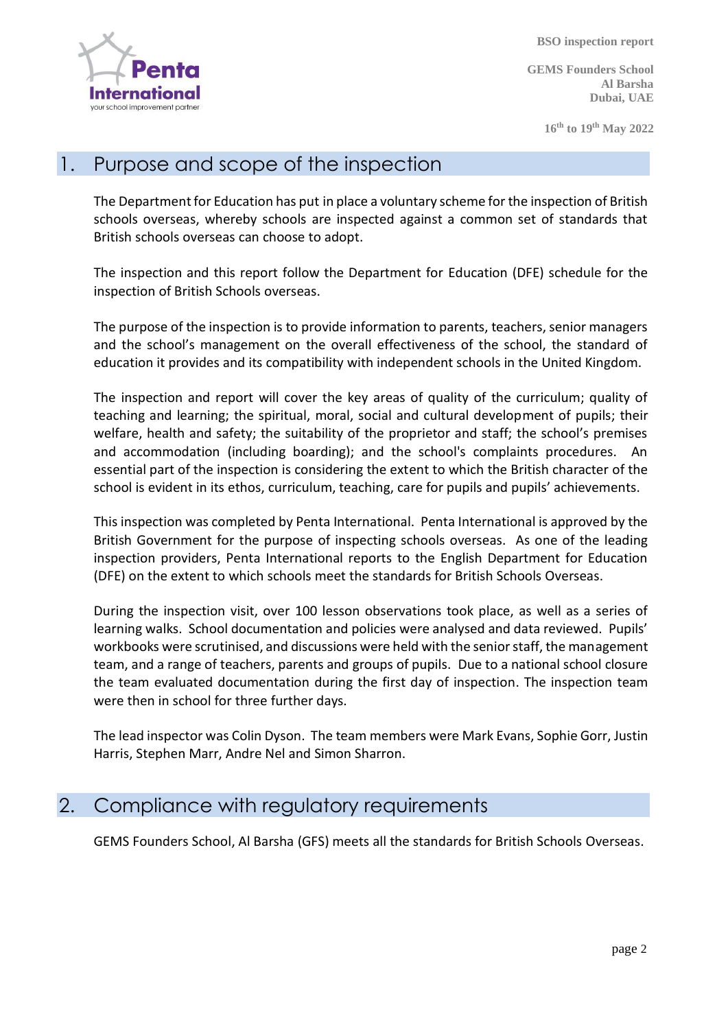## 1. Purpose and scope of the inspection

The Department for Education has put in place a voluntary scheme for the inspection of British schools overseas, whereby schools are inspected against a common set of standards that British schools overseas can choose to adopt.

The inspection and this report follow the Department for Education (DFE) schedule for the inspection of British Schools overseas.

The purpose of the inspection is to provide information to parents, teachers, senior managers and the school's management on the overall effectiveness of the school, the standard of education it provides and its compatibility with independent schools in the United Kingdom.

The inspection and report will cover the key areas of quality of the curriculum; quality of teaching and learning; the spiritual, moral, social and cultural development of pupils; their welfare, health and safety; the suitability of the proprietor and staff; the school's premises and accommodation (including boarding); and the school's complaints procedures. An essential part of the inspection is considering the extent to which the British character of the school is evident in its ethos, curriculum, teaching, care for pupils and pupils' achievements.

This inspection was completed by Penta International. Penta International is approved by the British Government for the purpose of inspecting schools overseas. As one of the leading inspection providers, Penta International reports to the English Department for Education (DFE) on the extent to which schools meet the standards for British Schools Overseas.

During the inspection visit, over 100 lesson observations took place, as well as a series of learning walks. School documentation and policies were analysed and data reviewed. Pupils' workbooks were scrutinised, and discussions were held with the senior staff, the management team, and a range of teachers, parents and groups of pupils. Due to a national school closure the team evaluated documentation during the first day of inspection. The inspection team were then in school for three further days.

The lead inspector was Colin Dyson. The team members were Mark Evans, Sophie Gorr, Justin Harris, Stephen Marr, Andre Nel and Simon Sharron.

## 2. Compliance with regulatory requirements

GEMS Founders School, Al Barsha (GFS) meets all the standards for British Schools Overseas.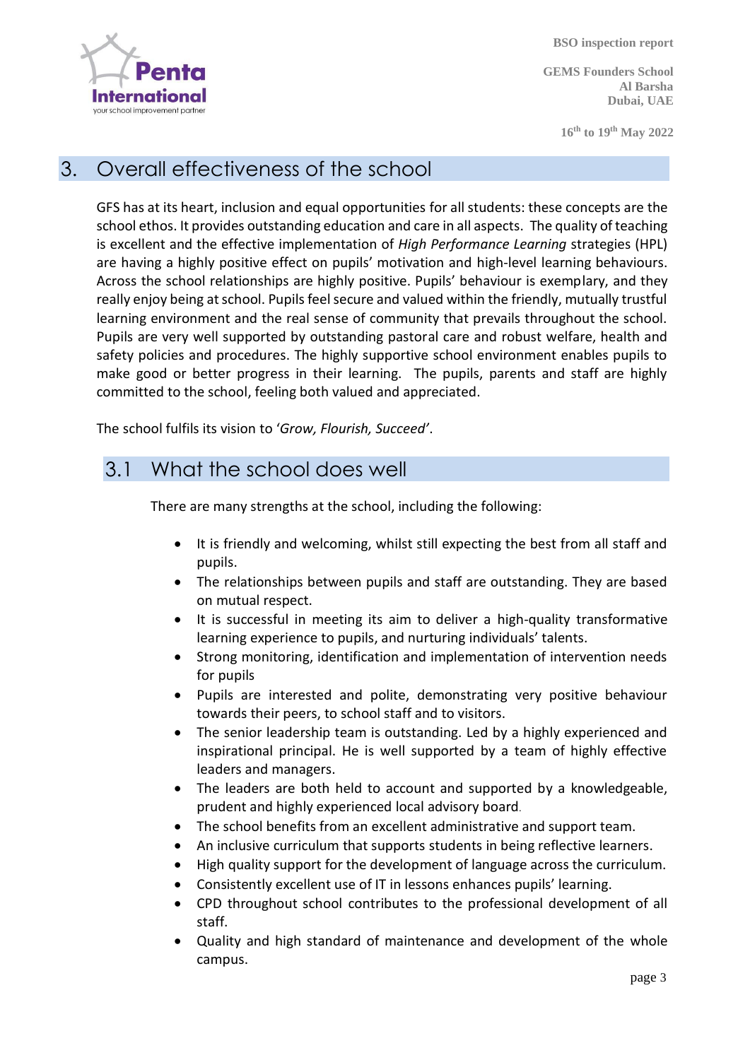# 3. Overall effectiveness of the school

GFS has at its heart, inclusion and equal opportunities for all students: these concepts are the school ethos. It provides outstanding education and care in all aspects. The quality of teaching is excellent and the effective implementation of *High Performance Learning* strategies (HPL) are having a highly positive effect on pupils' motivation and high-level learning behaviours. Across the school relationships are highly positive. Pupils' behaviour is exemplary, and they really enjoy being at school. Pupils feel secure and valued within the friendly, mutually trustful learning environment and the real sense of community that prevails throughout the school. Pupils are very well supported by outstanding pastoral care and robust welfare, health and safety policies and procedures. The highly supportive school environment enables pupils to make good or better progress in their learning. The pupils, parents and staff are highly committed to the school, feeling both valued and appreciated.

The school fulfils its vision to '*Grow, Flourish, Succeed'*.

## 3.1 What the school does well

There are many strengths at the school, including the following:

- It is friendly and welcoming, whilst still expecting the best from all staff and pupils.
- The relationships between pupils and staff are outstanding. They are based on mutual respect.
- It is successful in meeting its aim to deliver a high-quality transformative learning experience to pupils, and nurturing individuals' talents.
- Strong monitoring, identification and implementation of intervention needs for pupils
- Pupils are interested and polite, demonstrating very positive behaviour towards their peers, to school staff and to visitors.
- The senior leadership team is outstanding. Led by a highly experienced and inspirational principal. He is well supported by a team of highly effective leaders and managers.
- The leaders are both held to account and supported by a knowledgeable, prudent and highly experienced local advisory board.
- The school benefits from an excellent administrative and support team.
- An inclusive curriculum that supports students in being reflective learners.
- High quality support for the development of language across the curriculum.
- Consistently excellent use of IT in lessons enhances pupils' learning.
- CPD throughout school contributes to the professional development of all staff.
- Quality and high standard of maintenance and development of the whole campus.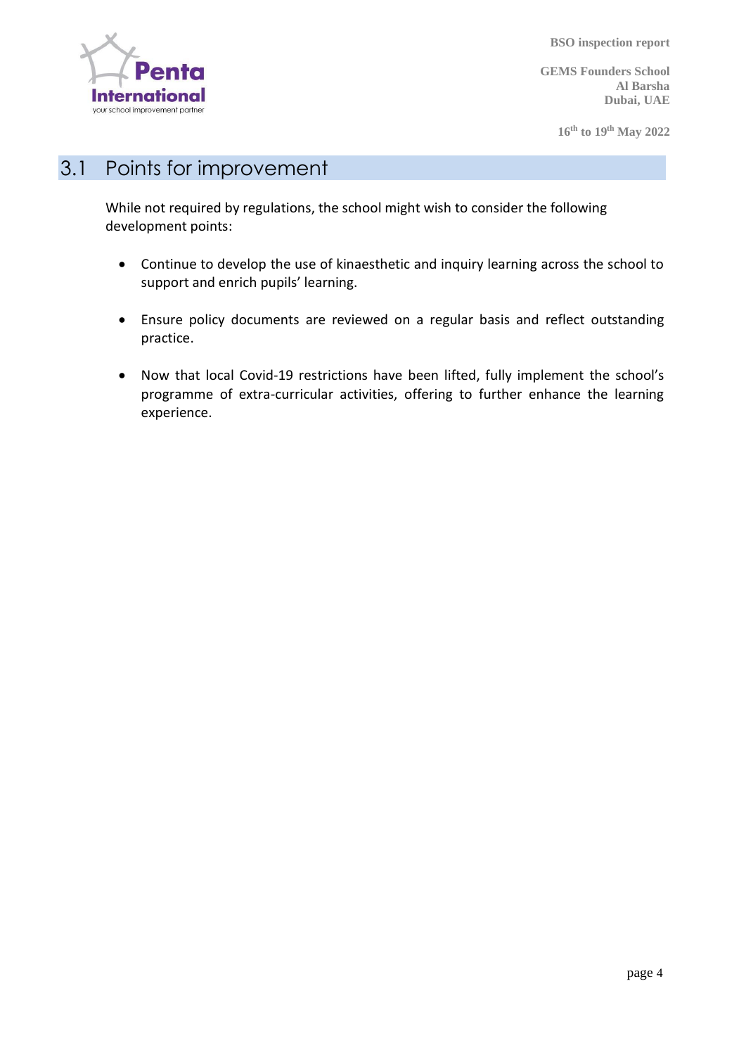## 3.1 Points for improvement

While not required by regulations, the school might wish to consider the following development points:

- Continue to develop the use of kinaesthetic and inquiry learning across the school to support and enrich pupils' learning.
- Ensure policy documents are reviewed on a regular basis and reflect outstanding practice.
- Now that local Covid-19 restrictions have been lifted, fully implement the school's programme of extra-curricular activities, offering to further enhance the learning experience.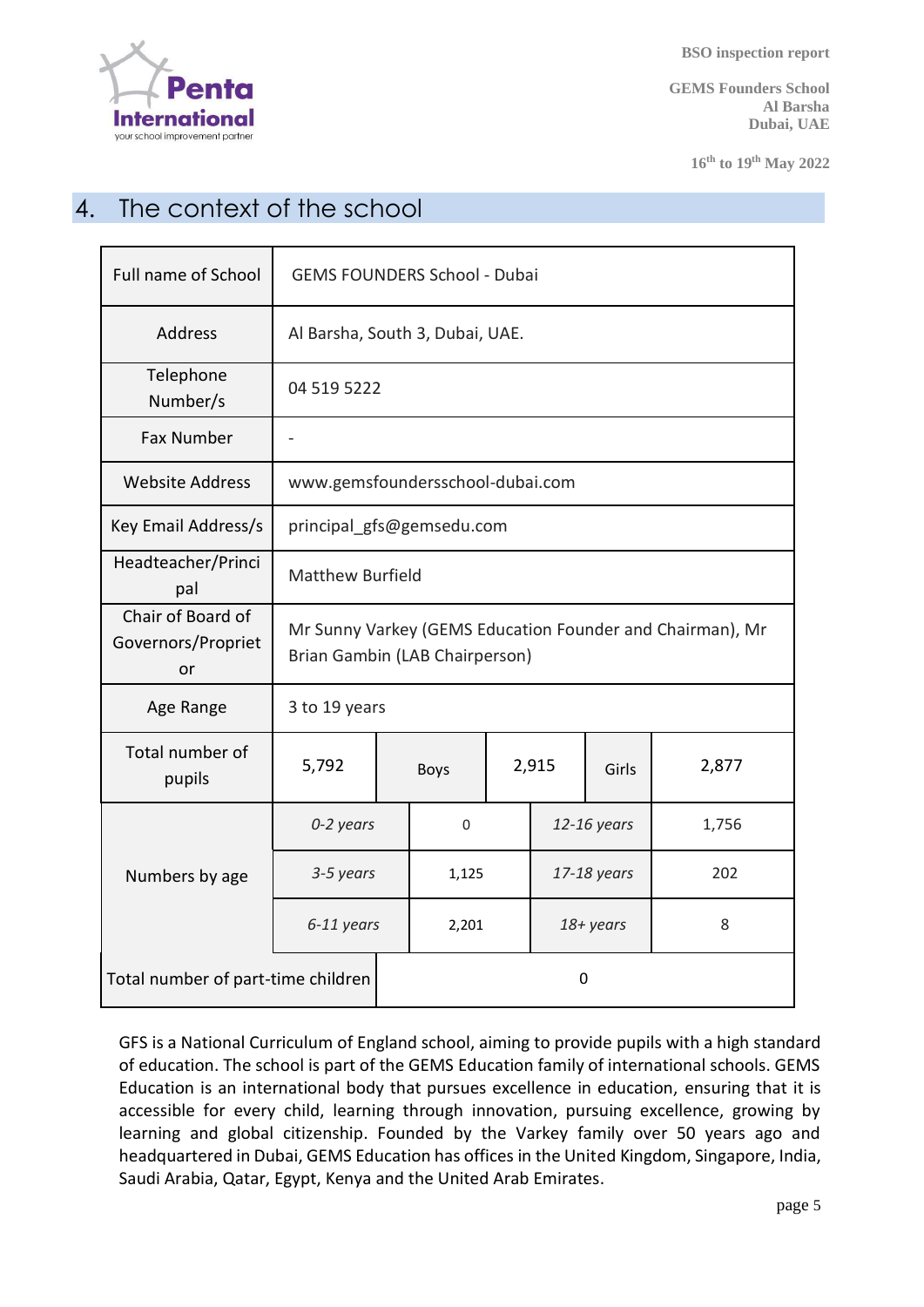## 4. The context of the school

| | | | | | | |
|---|---|---|---|---|---|---|
| Full name of School | GEMS FOUNDERS School - Dubai | | | | | |
| Address | Al Barsha, South 3, Dubai, UAE. | | | | | |
| Telephone Number/s | 04 519 5222 | | | | | |
| Fax Number | - | | | | | |
| Website Address | www.gemsfoundersschool-dubai.com | | | | | |
| Key Email Address/s | principal_gfs@gemsedu.com | | | | | |
| Headteacher/Principal | Matthew Burfield | | | | | |
| Chair of Board of Governors/Proprietor | Mr Sunny Varkey (GEMS Education Founder and Chairman), Mr Brian Gambin (LAB Chairperson) | | | | | |
| Age Range | 3 to 19 years | | | | | |
| Total number of pupils | 5,792 | Boys | 2,915 | Girls | 2,877 | |
| Numbers by age | *0-2 years* | 0 | *12-16 years* | 1,756 | | |
| | *3-5 years* | 1,125 | *17-18 years* | 202 | | |
| | *6-11 years* | 2,201 | *18+ years* | 8 | | |
| Total number of part-time children | 0 | | | | | |

GFS is a National Curriculum of England school, aiming to provide pupils with a high standard of education. The school is part of the GEMS Education family of international schools. GEMS Education is an international body that pursues excellence in education, ensuring that it is accessible for every child, learning through innovation, pursuing excellence, growing by learning and global citizenship. Founded by the Varkey family over 50 years ago and headquartered in Dubai, GEMS Education has offices in the United Kingdom, Singapore, India, Saudi Arabia, Qatar, Egypt, Kenya and the United Arab Emirates.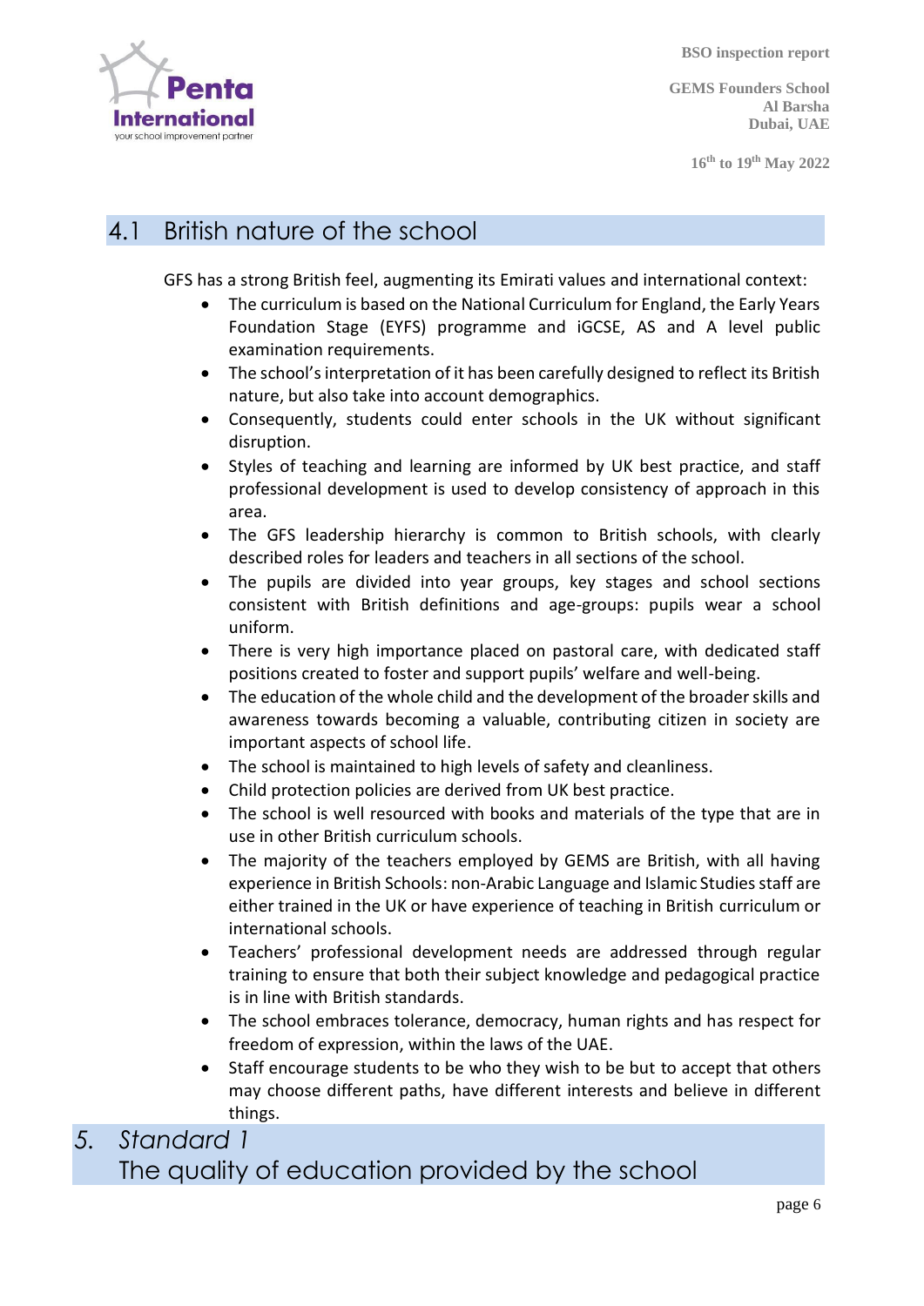## 4.1 British nature of the school

GFS has a strong British feel, augmenting its Emirati values and international context:

- The curriculum is based on the National Curriculum for England, the Early Years Foundation Stage (EYFS) programme and iGCSE, AS and A level public examination requirements.
- The school's interpretation of it has been carefully designed to reflect its British nature, but also take into account demographics.
- Consequently, students could enter schools in the UK without significant disruption.
- Styles of teaching and learning are informed by UK best practice, and staff professional development is used to develop consistency of approach in this area.
- The GFS leadership hierarchy is common to British schools, with clearly described roles for leaders and teachers in all sections of the school.
- The pupils are divided into year groups, key stages and school sections consistent with British definitions and age-groups: pupils wear a school uniform.
- There is very high importance placed on pastoral care, with dedicated staff positions created to foster and support pupils' welfare and well-being.
- The education of the whole child and the development of the broader skills and awareness towards becoming a valuable, contributing citizen in society are important aspects of school life.
- The school is maintained to high levels of safety and cleanliness.
- Child protection policies are derived from UK best practice.
- The school is well resourced with books and materials of the type that are in use in other British curriculum schools.
- The majority of the teachers employed by GEMS are British, with all having experience in British Schools: non-Arabic Language and Islamic Studies staff are either trained in the UK or have experience of teaching in British curriculum or international schools.
- Teachers' professional development needs are addressed through regular training to ensure that both their subject knowledge and pedagogical practice is in line with British standards.
- The school embraces tolerance, democracy, human rights and has respect for freedom of expression, within the laws of the UAE.
- Staff encourage students to be who they wish to be but to accept that others may choose different paths, have different interests and believe in different things.

# 5. *Standard 1*
# The quality of education provided by the school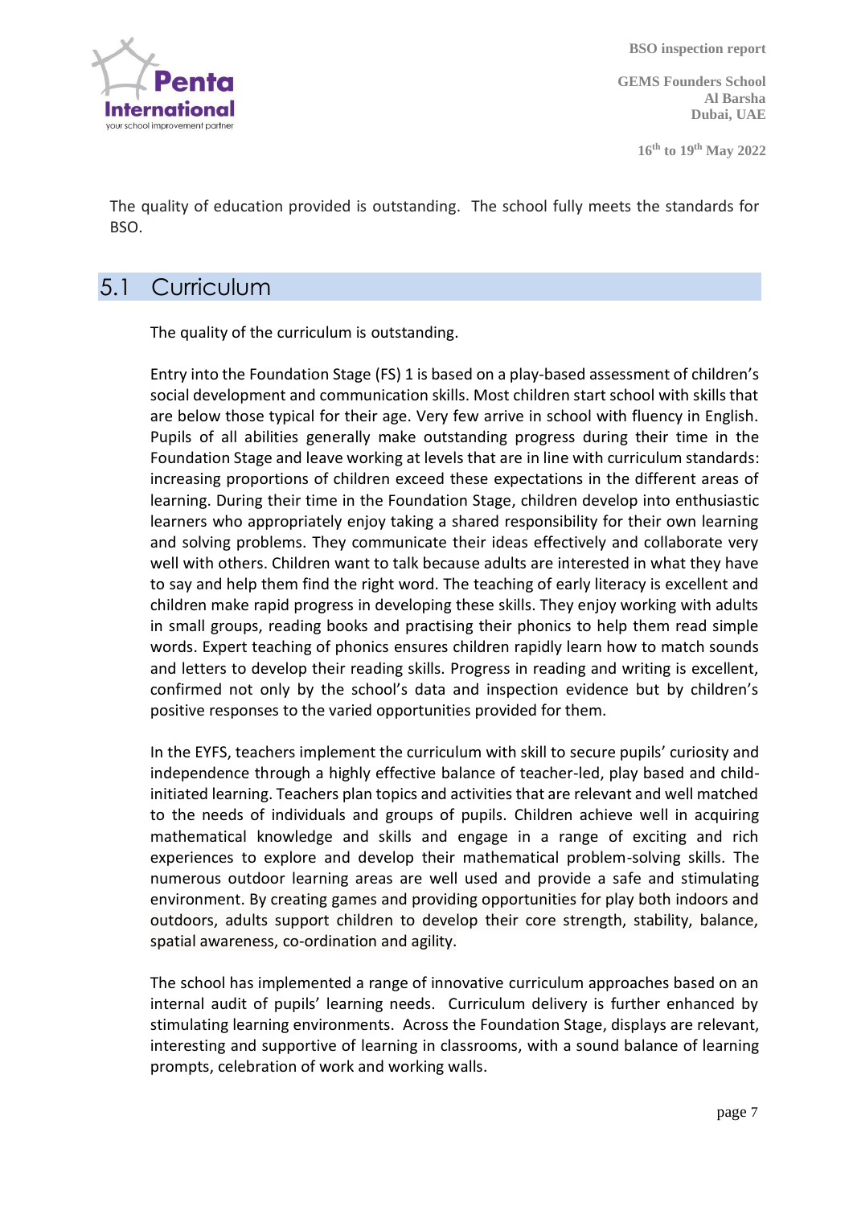The quality of education provided is outstanding. The school fully meets the standards for BSO.

## 5.1 Curriculum

The quality of the curriculum is outstanding.

Entry into the Foundation Stage (FS) 1 is based on a play-based assessment of children's social development and communication skills. Most children start school with skills that are below those typical for their age. Very few arrive in school with fluency in English. Pupils of all abilities generally make outstanding progress during their time in the Foundation Stage and leave working at levels that are in line with curriculum standards: increasing proportions of children exceed these expectations in the different areas of learning. During their time in the Foundation Stage, children develop into enthusiastic learners who appropriately enjoy taking a shared responsibility for their own learning and solving problems. They communicate their ideas effectively and collaborate very well with others. Children want to talk because adults are interested in what they have to say and help them find the right word. The teaching of early literacy is excellent and children make rapid progress in developing these skills. They enjoy working with adults in small groups, reading books and practising their phonics to help them read simple words. Expert teaching of phonics ensures children rapidly learn how to match sounds and letters to develop their reading skills. Progress in reading and writing is excellent, confirmed not only by the school's data and inspection evidence but by children's positive responses to the varied opportunities provided for them.

In the EYFS, teachers implement the curriculum with skill to secure pupils' curiosity and independence through a highly effective balance of teacher-led, play based and child-initiated learning. Teachers plan topics and activities that are relevant and well matched to the needs of individuals and groups of pupils. Children achieve well in acquiring mathematical knowledge and skills and engage in a range of exciting and rich experiences to explore and develop their mathematical problem-solving skills. The numerous outdoor learning areas are well used and provide a safe and stimulating environment. By creating games and providing opportunities for play both indoors and outdoors, adults support children to develop their core strength, stability, balance, spatial awareness, co-ordination and agility.

The school has implemented a range of innovative curriculum approaches based on an internal audit of pupils' learning needs. Curriculum delivery is further enhanced by stimulating learning environments. Across the Foundation Stage, displays are relevant, interesting and supportive of learning in classrooms, with a sound balance of learning prompts, celebration of work and working walls.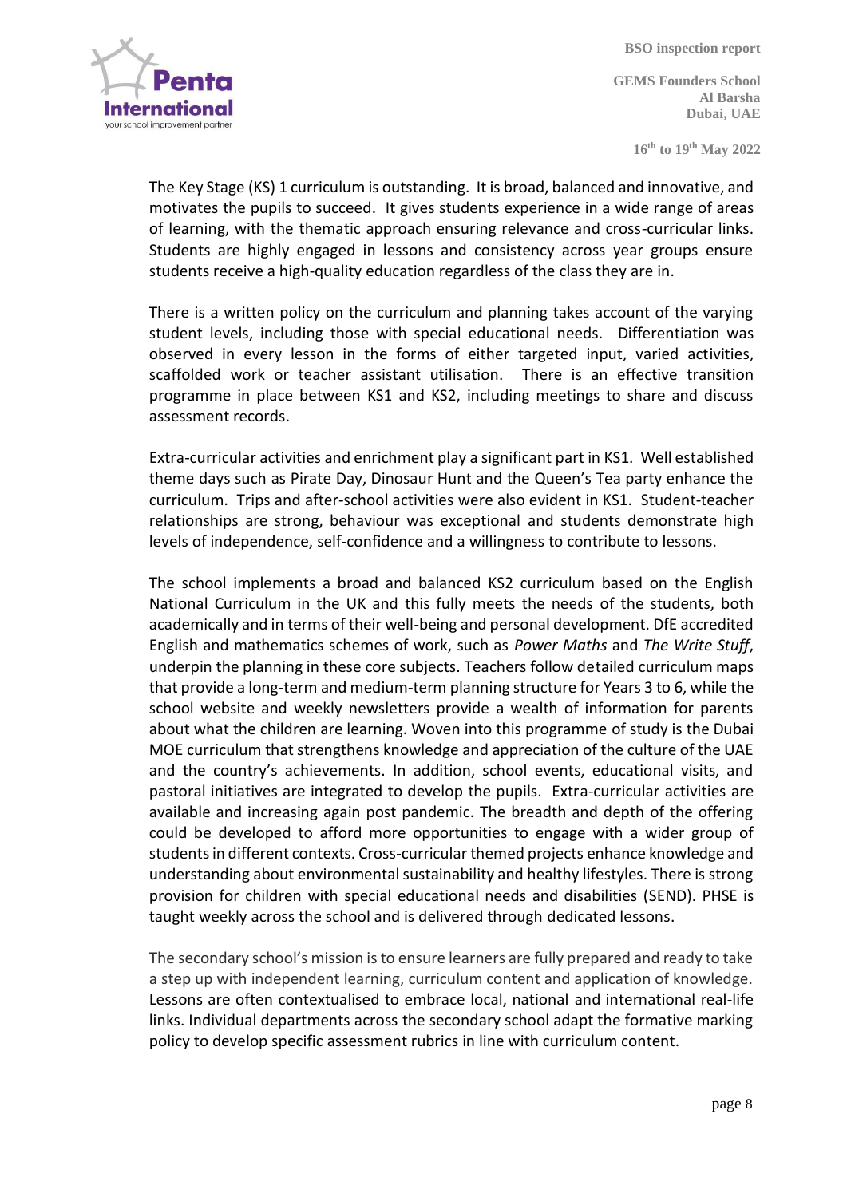The Key Stage (KS) 1 curriculum is outstanding. It is broad, balanced and innovative, and motivates the pupils to succeed. It gives students experience in a wide range of areas of learning, with the thematic approach ensuring relevance and cross-curricular links. Students are highly engaged in lessons and consistency across year groups ensure students receive a high-quality education regardless of the class they are in.

There is a written policy on the curriculum and planning takes account of the varying student levels, including those with special educational needs. Differentiation was observed in every lesson in the forms of either targeted input, varied activities, scaffolded work or teacher assistant utilisation. There is an effective transition programme in place between KS1 and KS2, including meetings to share and discuss assessment records.

Extra-curricular activities and enrichment play a significant part in KS1. Well established theme days such as Pirate Day, Dinosaur Hunt and the Queen's Tea party enhance the curriculum. Trips and after-school activities were also evident in KS1. Student-teacher relationships are strong, behaviour was exceptional and students demonstrate high levels of independence, self-confidence and a willingness to contribute to lessons.

The school implements a broad and balanced KS2 curriculum based on the English National Curriculum in the UK and this fully meets the needs of the students, both academically and in terms of their well-being and personal development. DfE accredited English and mathematics schemes of work, such as *Power Maths* and *The Write Stuff*, underpin the planning in these core subjects. Teachers follow detailed curriculum maps that provide a long-term and medium-term planning structure for Years 3 to 6, while the school website and weekly newsletters provide a wealth of information for parents about what the children are learning. Woven into this programme of study is the Dubai MOE curriculum that strengthens knowledge and appreciation of the culture of the UAE and the country's achievements. In addition, school events, educational visits, and pastoral initiatives are integrated to develop the pupils. Extra-curricular activities are available and increasing again post pandemic. The breadth and depth of the offering could be developed to afford more opportunities to engage with a wider group of students in different contexts. Cross-curricular themed projects enhance knowledge and understanding about environmental sustainability and healthy lifestyles. There is strong provision for children with special educational needs and disabilities (SEND). PHSE is taught weekly across the school and is delivered through dedicated lessons.

The secondary school's mission is to ensure learners are fully prepared and ready to take a step up with independent learning, curriculum content and application of knowledge. Lessons are often contextualised to embrace local, national and international real-life links. Individual departments across the secondary school adapt the formative marking policy to develop specific assessment rubrics in line with curriculum content.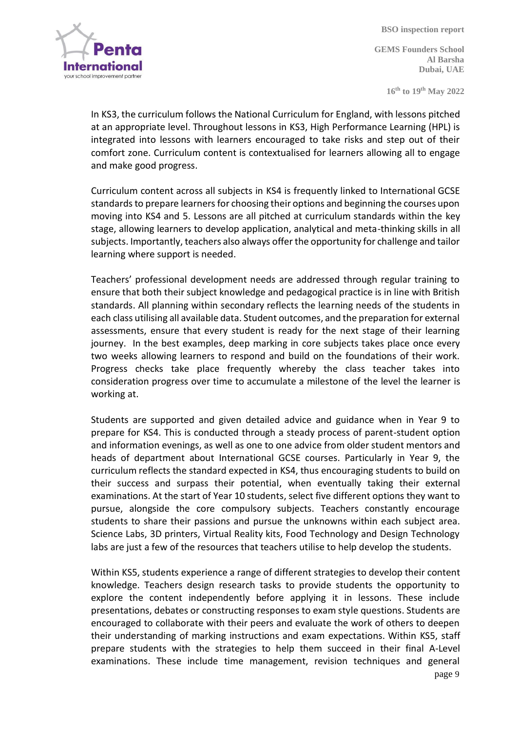In KS3, the curriculum follows the National Curriculum for England, with lessons pitched at an appropriate level. Throughout lessons in KS3, High Performance Learning (HPL) is integrated into lessons with learners encouraged to take risks and step out of their comfort zone. Curriculum content is contextualised for learners allowing all to engage and make good progress.

Curriculum content across all subjects in KS4 is frequently linked to International GCSE standards to prepare learners for choosing their options and beginning the courses upon moving into KS4 and 5. Lessons are all pitched at curriculum standards within the key stage, allowing learners to develop application, analytical and meta-thinking skills in all subjects. Importantly, teachers also always offer the opportunity for challenge and tailor learning where support is needed.

Teachers' professional development needs are addressed through regular training to ensure that both their subject knowledge and pedagogical practice is in line with British standards. All planning within secondary reflects the learning needs of the students in each class utilising all available data. Student outcomes, and the preparation for external assessments, ensure that every student is ready for the next stage of their learning journey. In the best examples, deep marking in core subjects takes place once every two weeks allowing learners to respond and build on the foundations of their work. Progress checks take place frequently whereby the class teacher takes into consideration progress over time to accumulate a milestone of the level the learner is working at.

Students are supported and given detailed advice and guidance when in Year 9 to prepare for KS4. This is conducted through a steady process of parent-student option and information evenings, as well as one to one advice from older student mentors and heads of department about International GCSE courses. Particularly in Year 9, the curriculum reflects the standard expected in KS4, thus encouraging students to build on their success and surpass their potential, when eventually taking their external examinations. At the start of Year 10 students, select five different options they want to pursue, alongside the core compulsory subjects. Teachers constantly encourage students to share their passions and pursue the unknowns within each subject area. Science Labs, 3D printers, Virtual Reality kits, Food Technology and Design Technology labs are just a few of the resources that teachers utilise to help develop the students.

Within KS5, students experience a range of different strategies to develop their content knowledge. Teachers design research tasks to provide students the opportunity to explore the content independently before applying it in lessons. These include presentations, debates or constructing responses to exam style questions. Students are encouraged to collaborate with their peers and evaluate the work of others to deepen their understanding of marking instructions and exam expectations. Within KS5, staff prepare students with the strategies to help them succeed in their final A-Level examinations. These include time management, revision techniques and general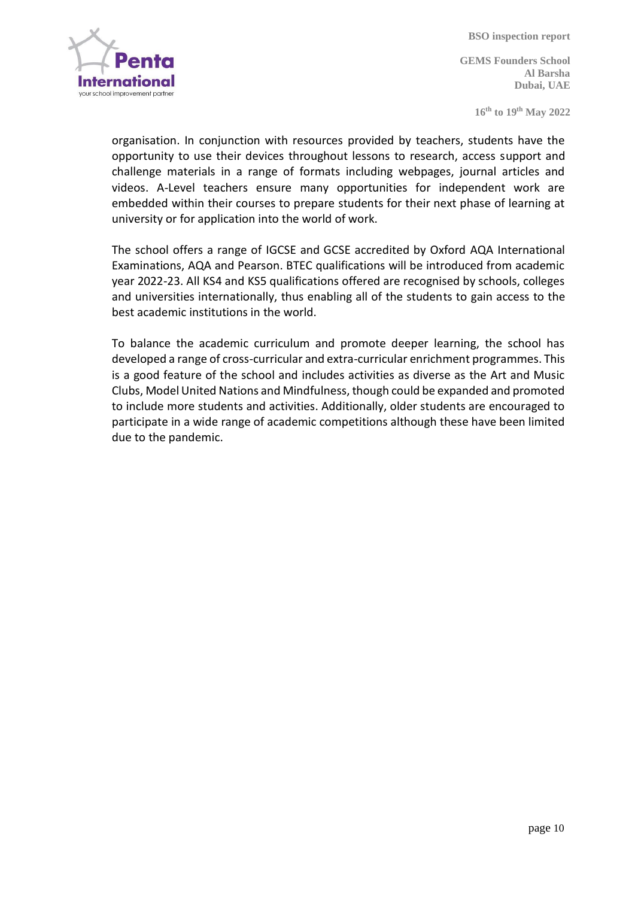organisation. In conjunction with resources provided by teachers, students have the opportunity to use their devices throughout lessons to research, access support and challenge materials in a range of formats including webpages, journal articles and videos. A-Level teachers ensure many opportunities for independent work are embedded within their courses to prepare students for their next phase of learning at university or for application into the world of work.

The school offers a range of IGCSE and GCSE accredited by Oxford AQA International Examinations, AQA and Pearson. BTEC qualifications will be introduced from academic year 2022-23. All KS4 and KS5 qualifications offered are recognised by schools, colleges and universities internationally, thus enabling all of the students to gain access to the best academic institutions in the world.

To balance the academic curriculum and promote deeper learning, the school has developed a range of cross-curricular and extra-curricular enrichment programmes. This is a good feature of the school and includes activities as diverse as the Art and Music Clubs, Model United Nations and Mindfulness, though could be expanded and promoted to include more students and activities. Additionally, older students are encouraged to participate in a wide range of academic competitions although these have been limited due to the pandemic.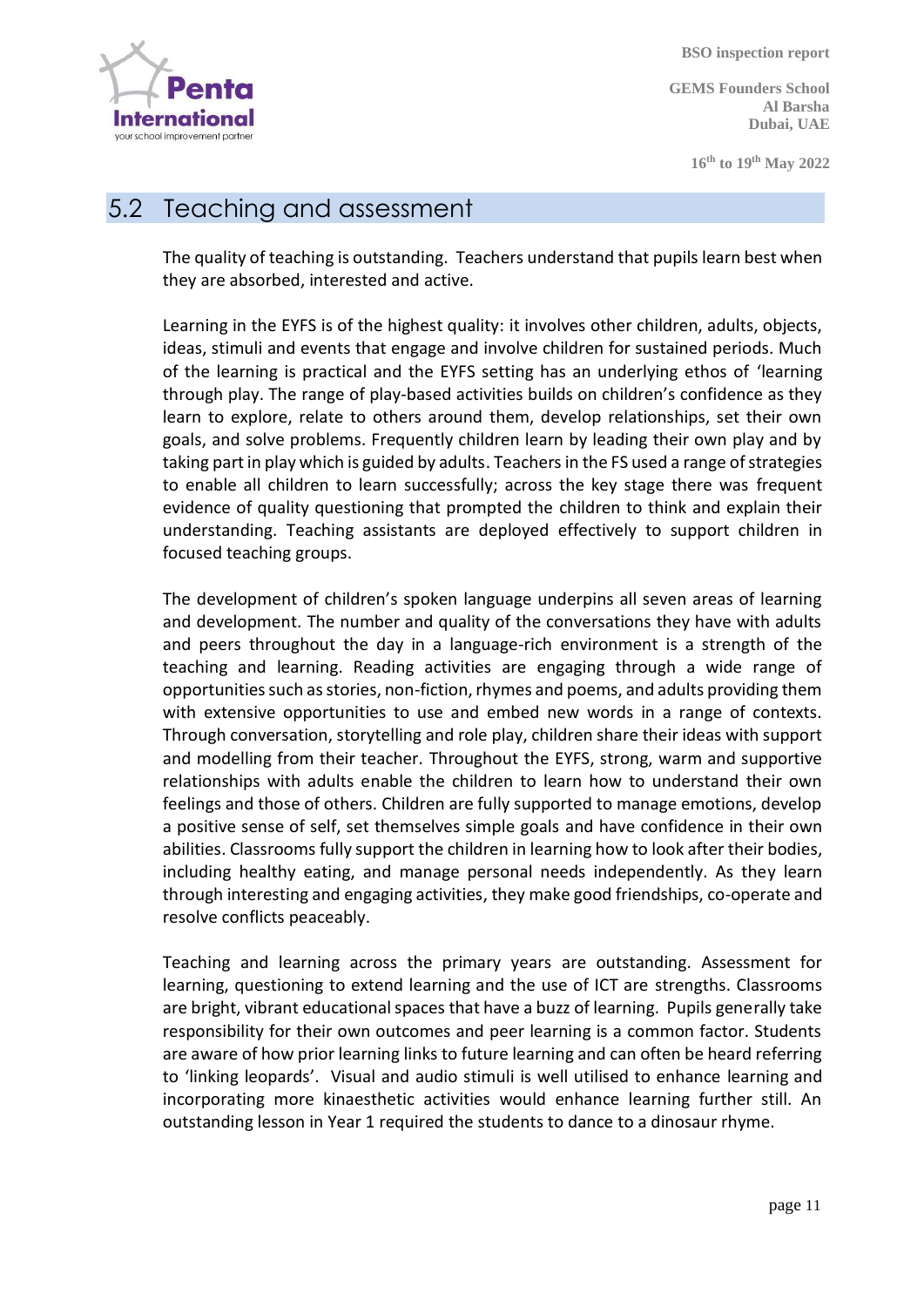## 5.2 Teaching and assessment

The quality of teaching is outstanding. Teachers understand that pupils learn best when they are absorbed, interested and active.

Learning in the EYFS is of the highest quality: it involves other children, adults, objects, ideas, stimuli and events that engage and involve children for sustained periods. Much of the learning is practical and the EYFS setting has an underlying ethos of 'learning through play. The range of play-based activities builds on children's confidence as they learn to explore, relate to others around them, develop relationships, set their own goals, and solve problems. Frequently children learn by leading their own play and by taking part in play which is guided by adults. Teachers in the FS used a range of strategies to enable all children to learn successfully; across the key stage there was frequent evidence of quality questioning that prompted the children to think and explain their understanding. Teaching assistants are deployed effectively to support children in focused teaching groups.

The development of children's spoken language underpins all seven areas of learning and development. The number and quality of the conversations they have with adults and peers throughout the day in a language-rich environment is a strength of the teaching and learning. Reading activities are engaging through a wide range of opportunities such as stories, non-fiction, rhymes and poems, and adults providing them with extensive opportunities to use and embed new words in a range of contexts. Through conversation, storytelling and role play, children share their ideas with support and modelling from their teacher. Throughout the EYFS, strong, warm and supportive relationships with adults enable the children to learn how to understand their own feelings and those of others. Children are fully supported to manage emotions, develop a positive sense of self, set themselves simple goals and have confidence in their own abilities. Classrooms fully support the children in learning how to look after their bodies, including healthy eating, and manage personal needs independently. As they learn through interesting and engaging activities, they make good friendships, co-operate and resolve conflicts peaceably.

Teaching and learning across the primary years are outstanding. Assessment for learning, questioning to extend learning and the use of ICT are strengths. Classrooms are bright, vibrant educational spaces that have a buzz of learning. Pupils generally take responsibility for their own outcomes and peer learning is a common factor. Students are aware of how prior learning links to future learning and can often be heard referring to 'linking leopards'. Visual and audio stimuli is well utilised to enhance learning and incorporating more kinaesthetic activities would enhance learning further still. An outstanding lesson in Year 1 required the students to dance to a dinosaur rhyme.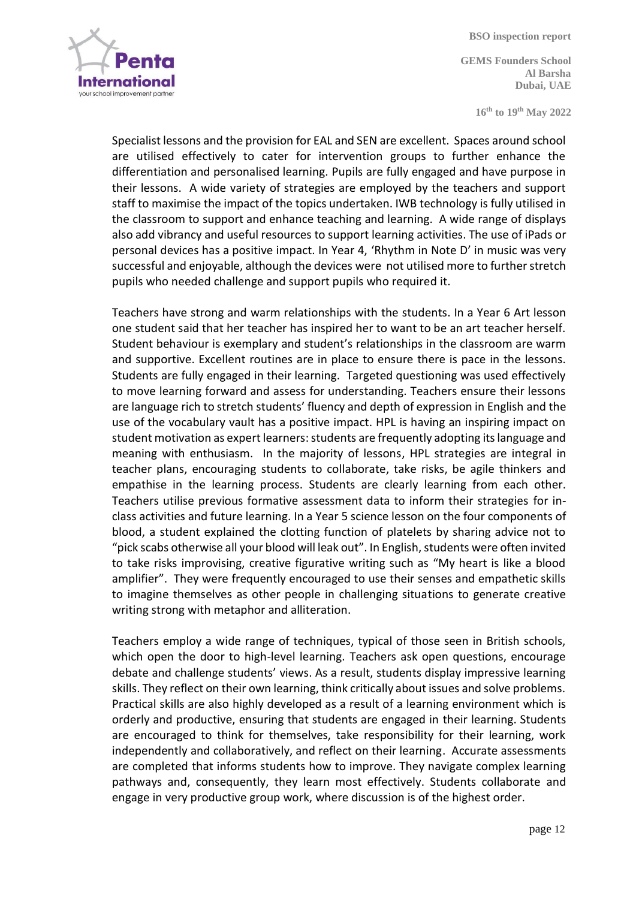Specialist lessons and the provision for EAL and SEN are excellent. Spaces around school are utilised effectively to cater for intervention groups to further enhance the differentiation and personalised learning. Pupils are fully engaged and have purpose in their lessons. A wide variety of strategies are employed by the teachers and support staff to maximise the impact of the topics undertaken. IWB technology is fully utilised in the classroom to support and enhance teaching and learning. A wide range of displays also add vibrancy and useful resources to support learning activities. The use of iPads or personal devices has a positive impact. In Year 4, 'Rhythm in Note D' in music was very successful and enjoyable, although the devices were not utilised more to further stretch pupils who needed challenge and support pupils who required it.

Teachers have strong and warm relationships with the students. In a Year 6 Art lesson one student said that her teacher has inspired her to want to be an art teacher herself. Student behaviour is exemplary and student's relationships in the classroom are warm and supportive. Excellent routines are in place to ensure there is pace in the lessons. Students are fully engaged in their learning. Targeted questioning was used effectively to move learning forward and assess for understanding. Teachers ensure their lessons are language rich to stretch students' fluency and depth of expression in English and the use of the vocabulary vault has a positive impact. HPL is having an inspiring impact on student motivation as expert learners: students are frequently adopting its language and meaning with enthusiasm. In the majority of lessons, HPL strategies are integral in teacher plans, encouraging students to collaborate, take risks, be agile thinkers and empathise in the learning process. Students are clearly learning from each other. Teachers utilise previous formative assessment data to inform their strategies for in-class activities and future learning. In a Year 5 science lesson on the four components of blood, a student explained the clotting function of platelets by sharing advice not to "pick scabs otherwise all your blood will leak out". In English, students were often invited to take risks improvising, creative figurative writing such as "My heart is like a blood amplifier". They were frequently encouraged to use their senses and empathetic skills to imagine themselves as other people in challenging situations to generate creative writing strong with metaphor and alliteration.

Teachers employ a wide range of techniques, typical of those seen in British schools, which open the door to high-level learning. Teachers ask open questions, encourage debate and challenge students' views. As a result, students display impressive learning skills. They reflect on their own learning, think critically about issues and solve problems. Practical skills are also highly developed as a result of a learning environment which is orderly and productive, ensuring that students are engaged in their learning. Students are encouraged to think for themselves, take responsibility for their learning, work independently and collaboratively, and reflect on their learning. Accurate assessments are completed that informs students how to improve. They navigate complex learning pathways and, consequently, they learn most effectively. Students collaborate and engage in very productive group work, where discussion is of the highest order.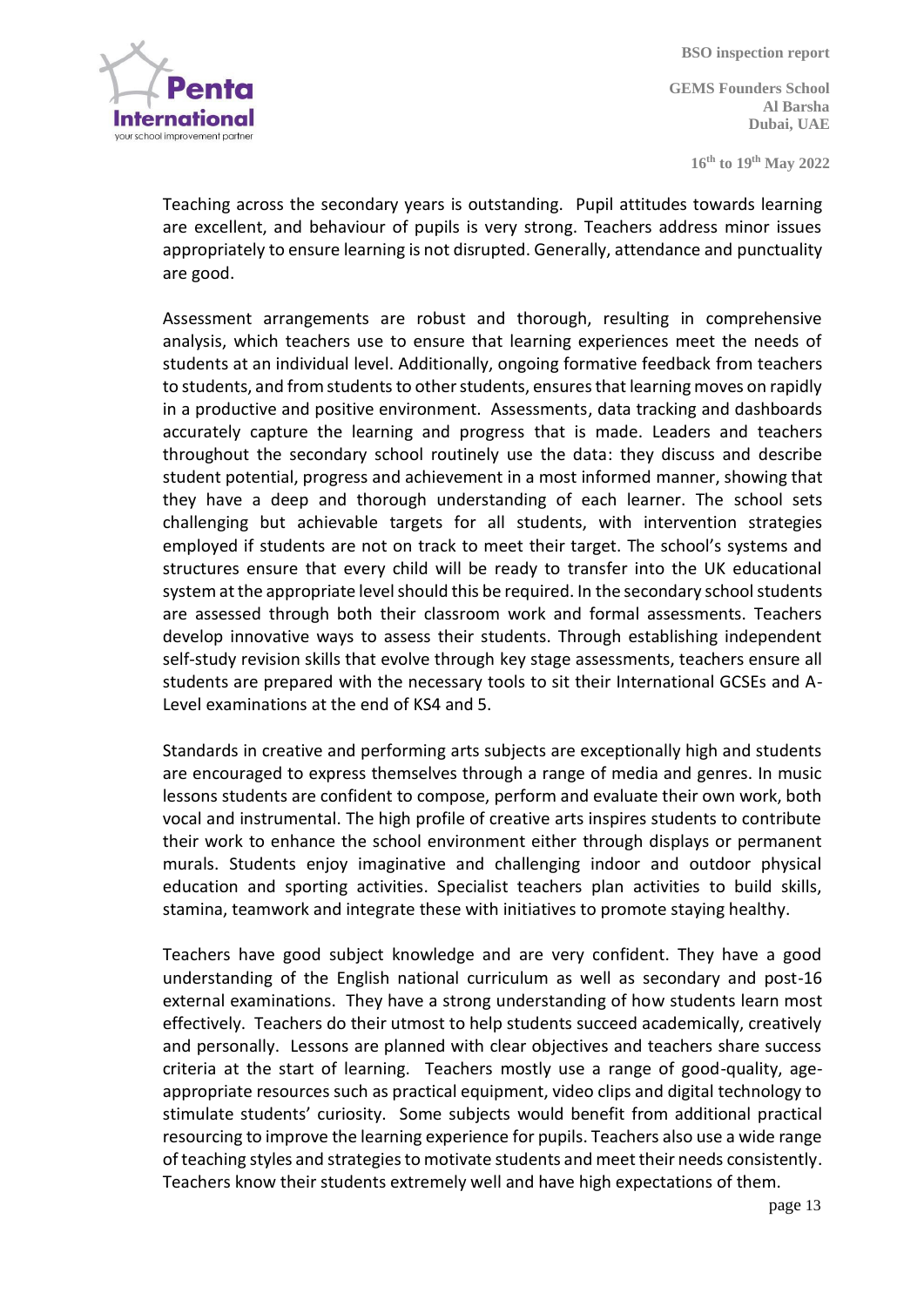Teaching across the secondary years is outstanding. Pupil attitudes towards learning are excellent, and behaviour of pupils is very strong. Teachers address minor issues appropriately to ensure learning is not disrupted. Generally, attendance and punctuality are good.

Assessment arrangements are robust and thorough, resulting in comprehensive analysis, which teachers use to ensure that learning experiences meet the needs of students at an individual level. Additionally, ongoing formative feedback from teachers to students, and from students to other students, ensures that learning moves on rapidly in a productive and positive environment. Assessments, data tracking and dashboards accurately capture the learning and progress that is made. Leaders and teachers throughout the secondary school routinely use the data: they discuss and describe student potential, progress and achievement in a most informed manner, showing that they have a deep and thorough understanding of each learner. The school sets challenging but achievable targets for all students, with intervention strategies employed if students are not on track to meet their target. The school's systems and structures ensure that every child will be ready to transfer into the UK educational system at the appropriate level should this be required. In the secondary school students are assessed through both their classroom work and formal assessments. Teachers develop innovative ways to assess their students. Through establishing independent self-study revision skills that evolve through key stage assessments, teachers ensure all students are prepared with the necessary tools to sit their International GCSEs and A-Level examinations at the end of KS4 and 5.

Standards in creative and performing arts subjects are exceptionally high and students are encouraged to express themselves through a range of media and genres. In music lessons students are confident to compose, perform and evaluate their own work, both vocal and instrumental. The high profile of creative arts inspires students to contribute their work to enhance the school environment either through displays or permanent murals. Students enjoy imaginative and challenging indoor and outdoor physical education and sporting activities. Specialist teachers plan activities to build skills, stamina, teamwork and integrate these with initiatives to promote staying healthy.

Teachers have good subject knowledge and are very confident. They have a good understanding of the English national curriculum as well as secondary and post-16 external examinations. They have a strong understanding of how students learn most effectively. Teachers do their utmost to help students succeed academically, creatively and personally. Lessons are planned with clear objectives and teachers share success criteria at the start of learning. Teachers mostly use a range of good-quality, age-appropriate resources such as practical equipment, video clips and digital technology to stimulate students' curiosity. Some subjects would benefit from additional practical resourcing to improve the learning experience for pupils. Teachers also use a wide range of teaching styles and strategies to motivate students and meet their needs consistently. Teachers know their students extremely well and have high expectations of them.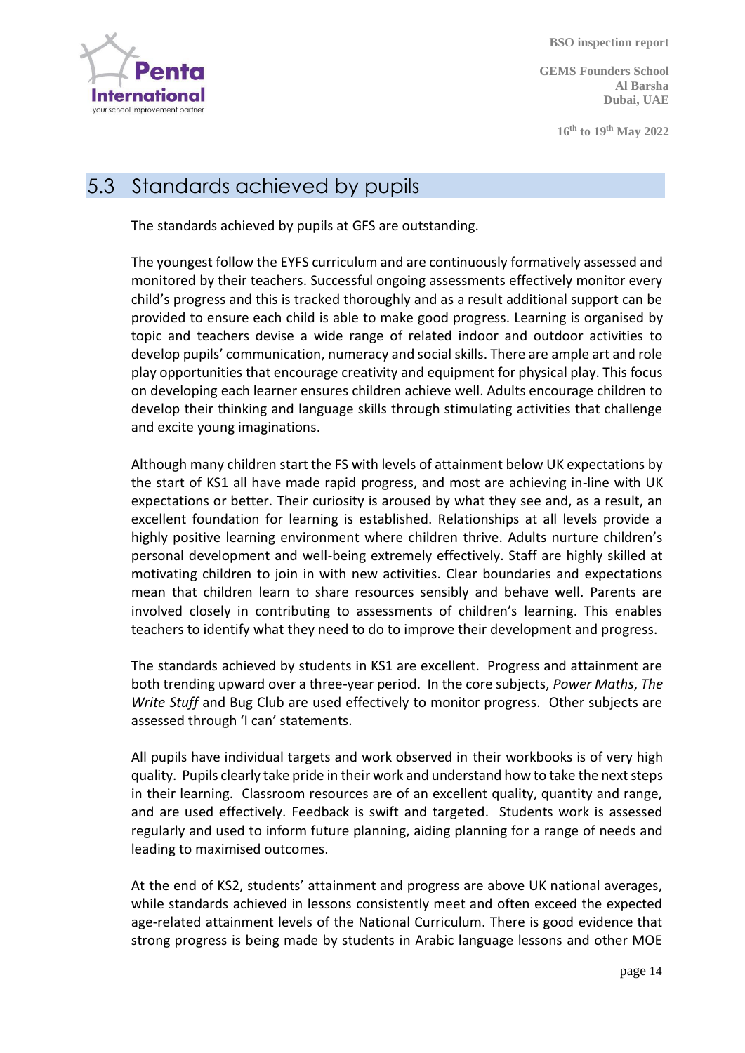## 5.3 Standards achieved by pupils

The standards achieved by pupils at GFS are outstanding.

The youngest follow the EYFS curriculum and are continuously formatively assessed and monitored by their teachers. Successful ongoing assessments effectively monitor every child's progress and this is tracked thoroughly and as a result additional support can be provided to ensure each child is able to make good progress. Learning is organised by topic and teachers devise a wide range of related indoor and outdoor activities to develop pupils' communication, numeracy and social skills. There are ample art and role play opportunities that encourage creativity and equipment for physical play. This focus on developing each learner ensures children achieve well. Adults encourage children to develop their thinking and language skills through stimulating activities that challenge and excite young imaginations.

Although many children start the FS with levels of attainment below UK expectations by the start of KS1 all have made rapid progress, and most are achieving in-line with UK expectations or better. Their curiosity is aroused by what they see and, as a result, an excellent foundation for learning is established. Relationships at all levels provide a highly positive learning environment where children thrive. Adults nurture children's personal development and well-being extremely effectively. Staff are highly skilled at motivating children to join in with new activities. Clear boundaries and expectations mean that children learn to share resources sensibly and behave well. Parents are involved closely in contributing to assessments of children's learning. This enables teachers to identify what they need to do to improve their development and progress.

The standards achieved by students in KS1 are excellent. Progress and attainment are both trending upward over a three-year period. In the core subjects, *Power Maths*, *The Write Stuff* and Bug Club are used effectively to monitor progress. Other subjects are assessed through 'I can' statements.

All pupils have individual targets and work observed in their workbooks is of very high quality. Pupils clearly take pride in their work and understand how to take the next steps in their learning. Classroom resources are of an excellent quality, quantity and range, and are used effectively. Feedback is swift and targeted. Students work is assessed regularly and used to inform future planning, aiding planning for a range of needs and leading to maximised outcomes.

At the end of KS2, students' attainment and progress are above UK national averages, while standards achieved in lessons consistently meet and often exceed the expected age-related attainment levels of the National Curriculum. There is good evidence that strong progress is being made by students in Arabic language lessons and other MOE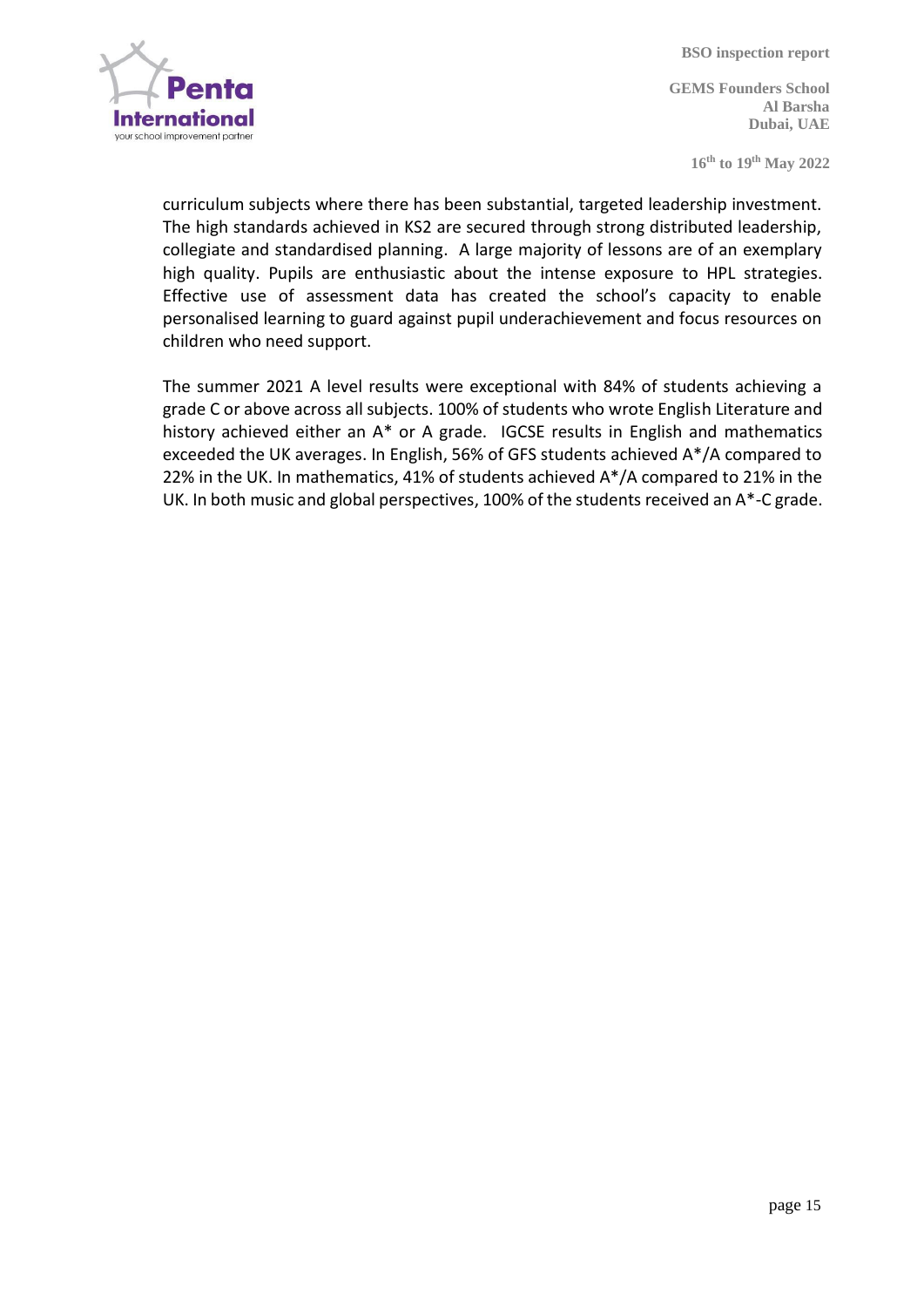curriculum subjects where there has been substantial, targeted leadership investment. The high standards achieved in KS2 are secured through strong distributed leadership, collegiate and standardised planning. A large majority of lessons are of an exemplary high quality. Pupils are enthusiastic about the intense exposure to HPL strategies. Effective use of assessment data has created the school's capacity to enable personalised learning to guard against pupil underachievement and focus resources on children who need support.

The summer 2021 A level results were exceptional with 84% of students achieving a grade C or above across all subjects. 100% of students who wrote English Literature and history achieved either an A* or A grade. IGCSE results in English and mathematics exceeded the UK averages. In English, 56% of GFS students achieved A*/A compared to 22% in the UK. In mathematics, 41% of students achieved A*/A compared to 21% in the UK. In both music and global perspectives, 100% of the students received an A*-C grade.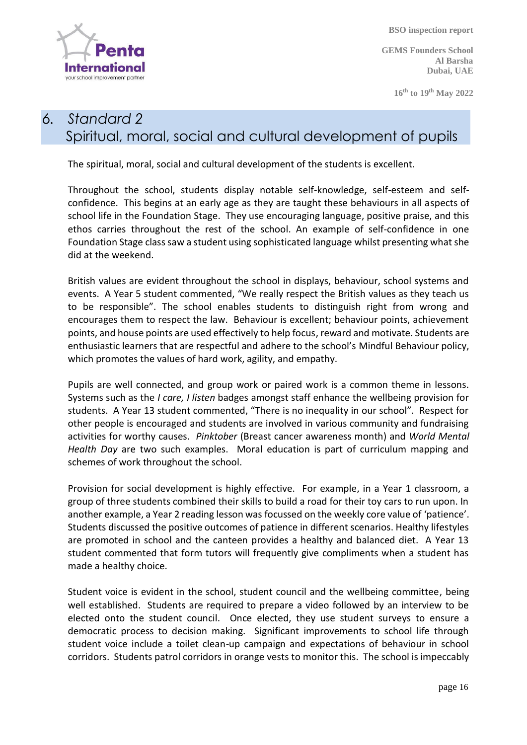# 6. *Standard 2*
# Spiritual, moral, social and cultural development of pupils

The spiritual, moral, social and cultural development of the students is excellent.

Throughout the school, students display notable self-knowledge, self-esteem and self-confidence. This begins at an early age as they are taught these behaviours in all aspects of school life in the Foundation Stage. They use encouraging language, positive praise, and this ethos carries throughout the rest of the school. An example of self-confidence in one Foundation Stage class saw a student using sophisticated language whilst presenting what she did at the weekend.

British values are evident throughout the school in displays, behaviour, school systems and events. A Year 5 student commented, "We really respect the British values as they teach us to be responsible". The school enables students to distinguish right from wrong and encourages them to respect the law. Behaviour is excellent; behaviour points, achievement points, and house points are used effectively to help focus, reward and motivate. Students are enthusiastic learners that are respectful and adhere to the school's Mindful Behaviour policy, which promotes the values of hard work, agility, and empathy.

Pupils are well connected, and group work or paired work is a common theme in lessons. Systems such as the *I care, I listen* badges amongst staff enhance the wellbeing provision for students. A Year 13 student commented, "There is no inequality in our school". Respect for other people is encouraged and students are involved in various community and fundraising activities for worthy causes. *Pinktober* (Breast cancer awareness month) and *World Mental Health Day* are two such examples. Moral education is part of curriculum mapping and schemes of work throughout the school.

Provision for social development is highly effective. For example, in a Year 1 classroom, a group of three students combined their skills to build a road for their toy cars to run upon. In another example, a Year 2 reading lesson was focussed on the weekly core value of 'patience'. Students discussed the positive outcomes of patience in different scenarios. Healthy lifestyles are promoted in school and the canteen provides a healthy and balanced diet. A Year 13 student commented that form tutors will frequently give compliments when a student has made a healthy choice.

Student voice is evident in the school, student council and the wellbeing committee, being well established. Students are required to prepare a video followed by an interview to be elected onto the student council. Once elected, they use student surveys to ensure a democratic process to decision making. Significant improvements to school life through student voice include a toilet clean-up campaign and expectations of behaviour in school corridors. Students patrol corridors in orange vests to monitor this. The school is impeccably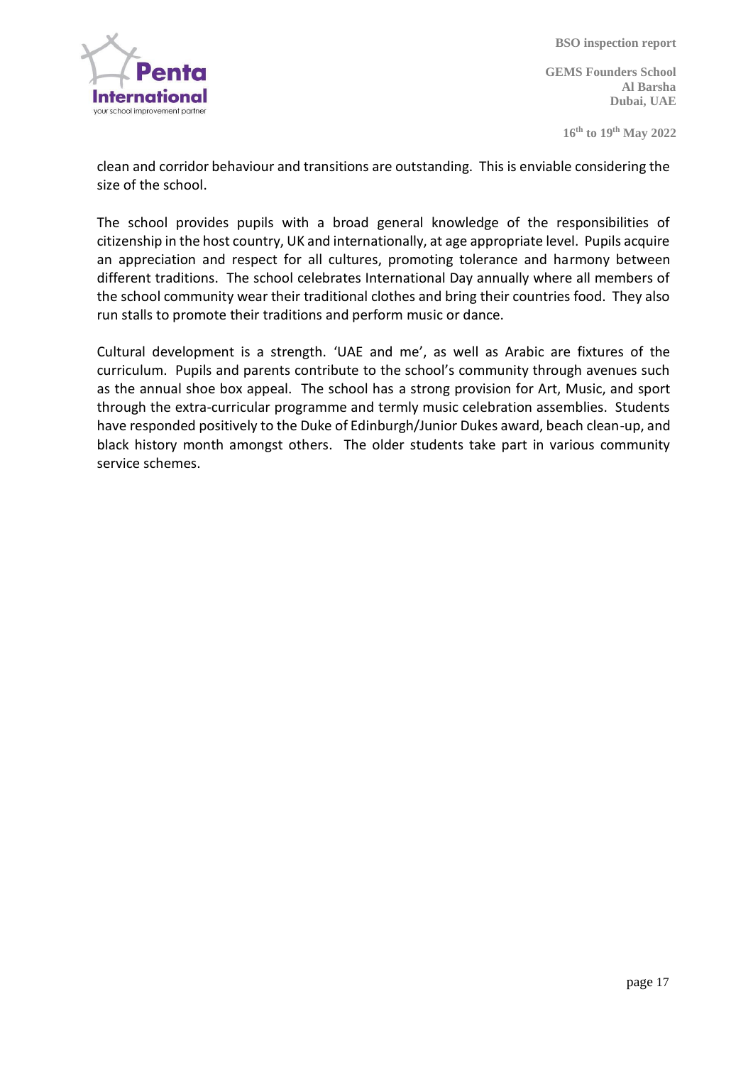clean and corridor behaviour and transitions are outstanding. This is enviable considering the size of the school.

The school provides pupils with a broad general knowledge of the responsibilities of citizenship in the host country, UK and internationally, at age appropriate level. Pupils acquire an appreciation and respect for all cultures, promoting tolerance and harmony between different traditions. The school celebrates International Day annually where all members of the school community wear their traditional clothes and bring their countries food. They also run stalls to promote their traditions and perform music or dance.

Cultural development is a strength. 'UAE and me', as well as Arabic are fixtures of the curriculum. Pupils and parents contribute to the school's community through avenues such as the annual shoe box appeal. The school has a strong provision for Art, Music, and sport through the extra-curricular programme and termly music celebration assemblies. Students have responded positively to the Duke of Edinburgh/Junior Dukes award, beach clean-up, and black history month amongst others. The older students take part in various community service schemes.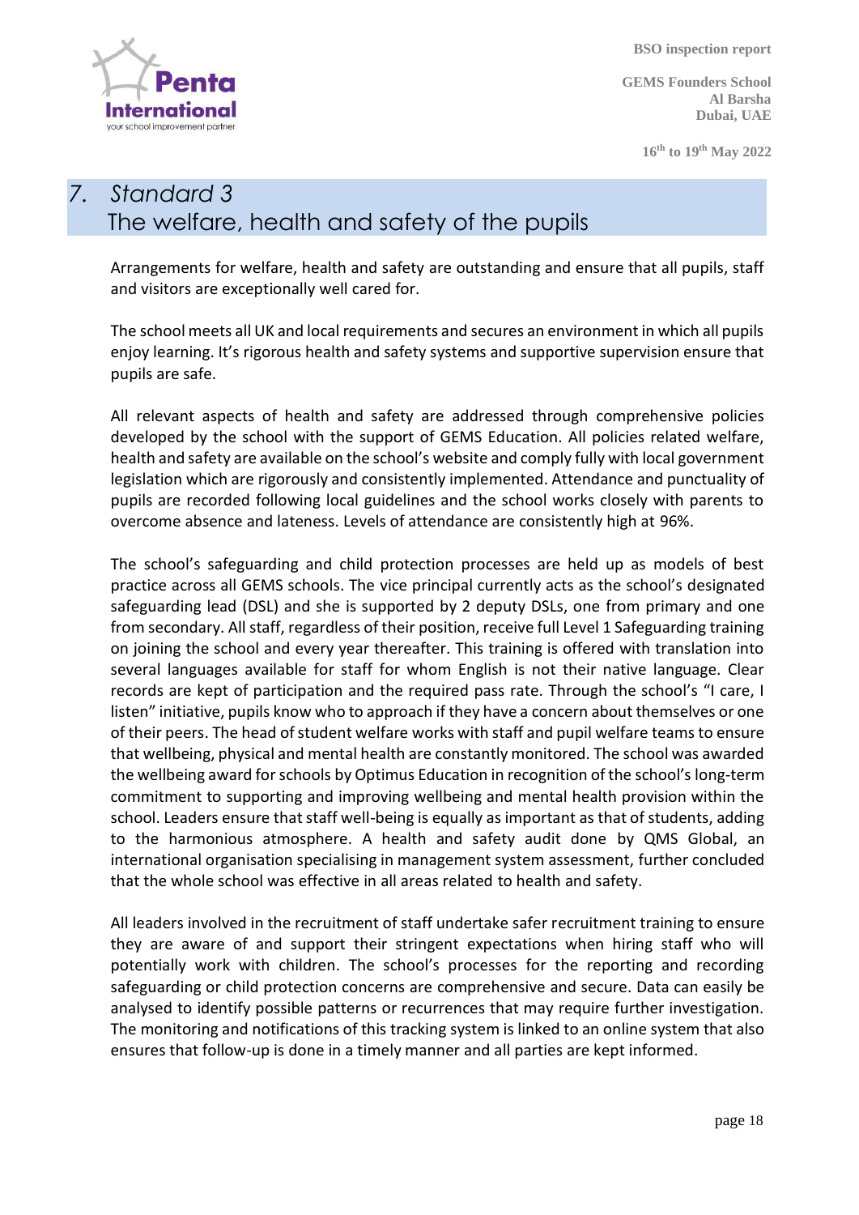# 7. Standard 3
## The welfare, health and safety of the pupils

Arrangements for welfare, health and safety are outstanding and ensure that all pupils, staff and visitors are exceptionally well cared for.

The school meets all UK and local requirements and secures an environment in which all pupils enjoy learning. It's rigorous health and safety systems and supportive supervision ensure that pupils are safe.

All relevant aspects of health and safety are addressed through comprehensive policies developed by the school with the support of GEMS Education. All policies related welfare, health and safety are available on the school's website and comply fully with local government legislation which are rigorously and consistently implemented. Attendance and punctuality of pupils are recorded following local guidelines and the school works closely with parents to overcome absence and lateness. Levels of attendance are consistently high at 96%.

The school's safeguarding and child protection processes are held up as models of best practice across all GEMS schools. The vice principal currently acts as the school's designated safeguarding lead (DSL) and she is supported by 2 deputy DSLs, one from primary and one from secondary. All staff, regardless of their position, receive full Level 1 Safeguarding training on joining the school and every year thereafter. This training is offered with translation into several languages available for staff for whom English is not their native language. Clear records are kept of participation and the required pass rate. Through the school's "I care, I listen" initiative, pupils know who to approach if they have a concern about themselves or one of their peers. The head of student welfare works with staff and pupil welfare teams to ensure that wellbeing, physical and mental health are constantly monitored. The school was awarded the wellbeing award for schools by Optimus Education in recognition of the school's long-term commitment to supporting and improving wellbeing and mental health provision within the school. Leaders ensure that staff well-being is equally as important as that of students, adding to the harmonious atmosphere. A health and safety audit done by QMS Global, an international organisation specialising in management system assessment, further concluded that the whole school was effective in all areas related to health and safety.

All leaders involved in the recruitment of staff undertake safer recruitment training to ensure they are aware of and support their stringent expectations when hiring staff who will potentially work with children. The school's processes for the reporting and recording safeguarding or child protection concerns are comprehensive and secure. Data can easily be analysed to identify possible patterns or recurrences that may require further investigation. The monitoring and notifications of this tracking system is linked to an online system that also ensures that follow-up is done in a timely manner and all parties are kept informed.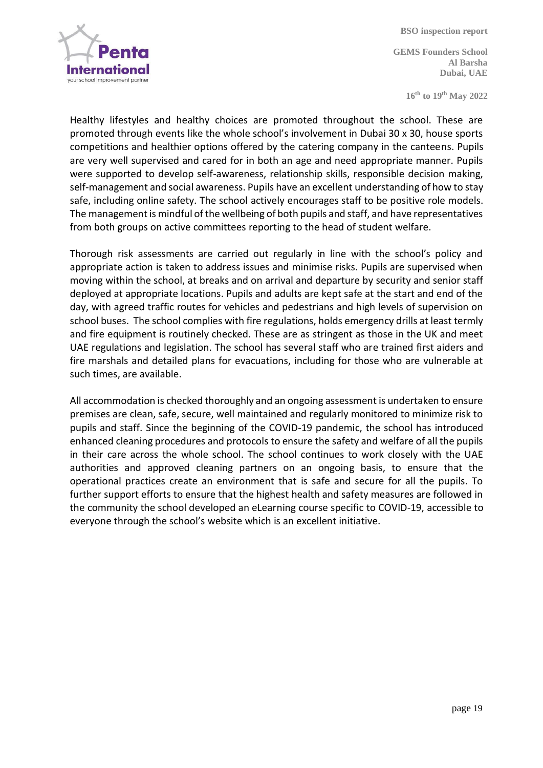Healthy lifestyles and healthy choices are promoted throughout the school. These are promoted through events like the whole school's involvement in Dubai 30 x 30, house sports competitions and healthier options offered by the catering company in the canteens. Pupils are very well supervised and cared for in both an age and need appropriate manner. Pupils were supported to develop self-awareness, relationship skills, responsible decision making, self-management and social awareness. Pupils have an excellent understanding of how to stay safe, including online safety. The school actively encourages staff to be positive role models. The management is mindful of the wellbeing of both pupils and staff, and have representatives from both groups on active committees reporting to the head of student welfare.

Thorough risk assessments are carried out regularly in line with the school's policy and appropriate action is taken to address issues and minimise risks. Pupils are supervised when moving within the school, at breaks and on arrival and departure by security and senior staff deployed at appropriate locations. Pupils and adults are kept safe at the start and end of the day, with agreed traffic routes for vehicles and pedestrians and high levels of supervision on school buses. The school complies with fire regulations, holds emergency drills at least termly and fire equipment is routinely checked. These are as stringent as those in the UK and meet UAE regulations and legislation. The school has several staff who are trained first aiders and fire marshals and detailed plans for evacuations, including for those who are vulnerable at such times, are available.

All accommodation is checked thoroughly and an ongoing assessment is undertaken to ensure premises are clean, safe, secure, well maintained and regularly monitored to minimize risk to pupils and staff. Since the beginning of the COVID-19 pandemic, the school has introduced enhanced cleaning procedures and protocols to ensure the safety and welfare of all the pupils in their care across the whole school. The school continues to work closely with the UAE authorities and approved cleaning partners on an ongoing basis, to ensure that the operational practices create an environment that is safe and secure for all the pupils. To further support efforts to ensure that the highest health and safety measures are followed in the community the school developed an eLearning course specific to COVID-19, accessible to everyone through the school's website which is an excellent initiative.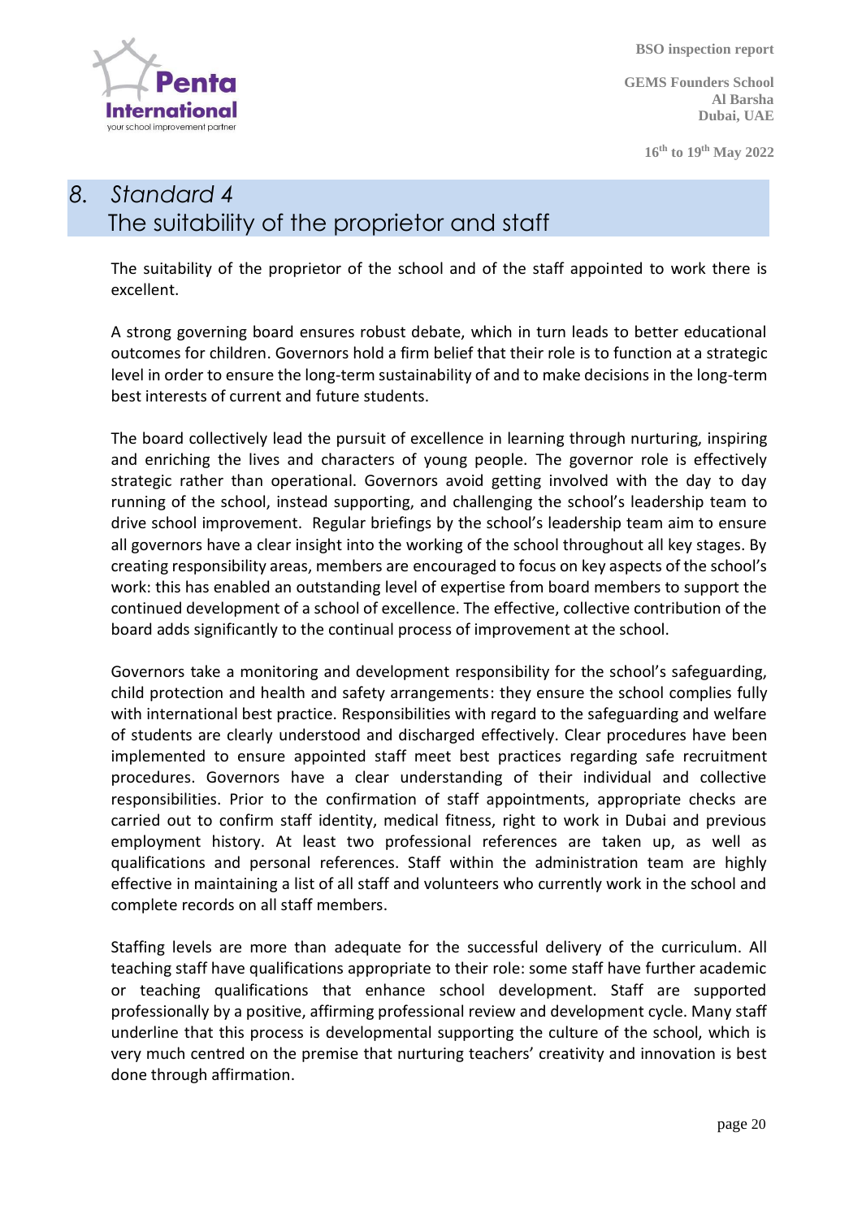# 8. *Standard 4* The suitability of the proprietor and staff

The suitability of the proprietor of the school and of the staff appointed to work there is excellent.

A strong governing board ensures robust debate, which in turn leads to better educational outcomes for children. Governors hold a firm belief that their role is to function at a strategic level in order to ensure the long-term sustainability of and to make decisions in the long-term best interests of current and future students.

The board collectively lead the pursuit of excellence in learning through nurturing, inspiring and enriching the lives and characters of young people. The governor role is effectively strategic rather than operational. Governors avoid getting involved with the day to day running of the school, instead supporting, and challenging the school's leadership team to drive school improvement. Regular briefings by the school's leadership team aim to ensure all governors have a clear insight into the working of the school throughout all key stages. By creating responsibility areas, members are encouraged to focus on key aspects of the school's work: this has enabled an outstanding level of expertise from board members to support the continued development of a school of excellence. The effective, collective contribution of the board adds significantly to the continual process of improvement at the school.

Governors take a monitoring and development responsibility for the school's safeguarding, child protection and health and safety arrangements: they ensure the school complies fully with international best practice. Responsibilities with regard to the safeguarding and welfare of students are clearly understood and discharged effectively. Clear procedures have been implemented to ensure appointed staff meet best practices regarding safe recruitment procedures. Governors have a clear understanding of their individual and collective responsibilities. Prior to the confirmation of staff appointments, appropriate checks are carried out to confirm staff identity, medical fitness, right to work in Dubai and previous employment history. At least two professional references are taken up, as well as qualifications and personal references. Staff within the administration team are highly effective in maintaining a list of all staff and volunteers who currently work in the school and complete records on all staff members.

Staffing levels are more than adequate for the successful delivery of the curriculum. All teaching staff have qualifications appropriate to their role: some staff have further academic or teaching qualifications that enhance school development. Staff are supported professionally by a positive, affirming professional review and development cycle. Many staff underline that this process is developmental supporting the culture of the school, which is very much centred on the premise that nurturing teachers' creativity and innovation is best done through affirmation.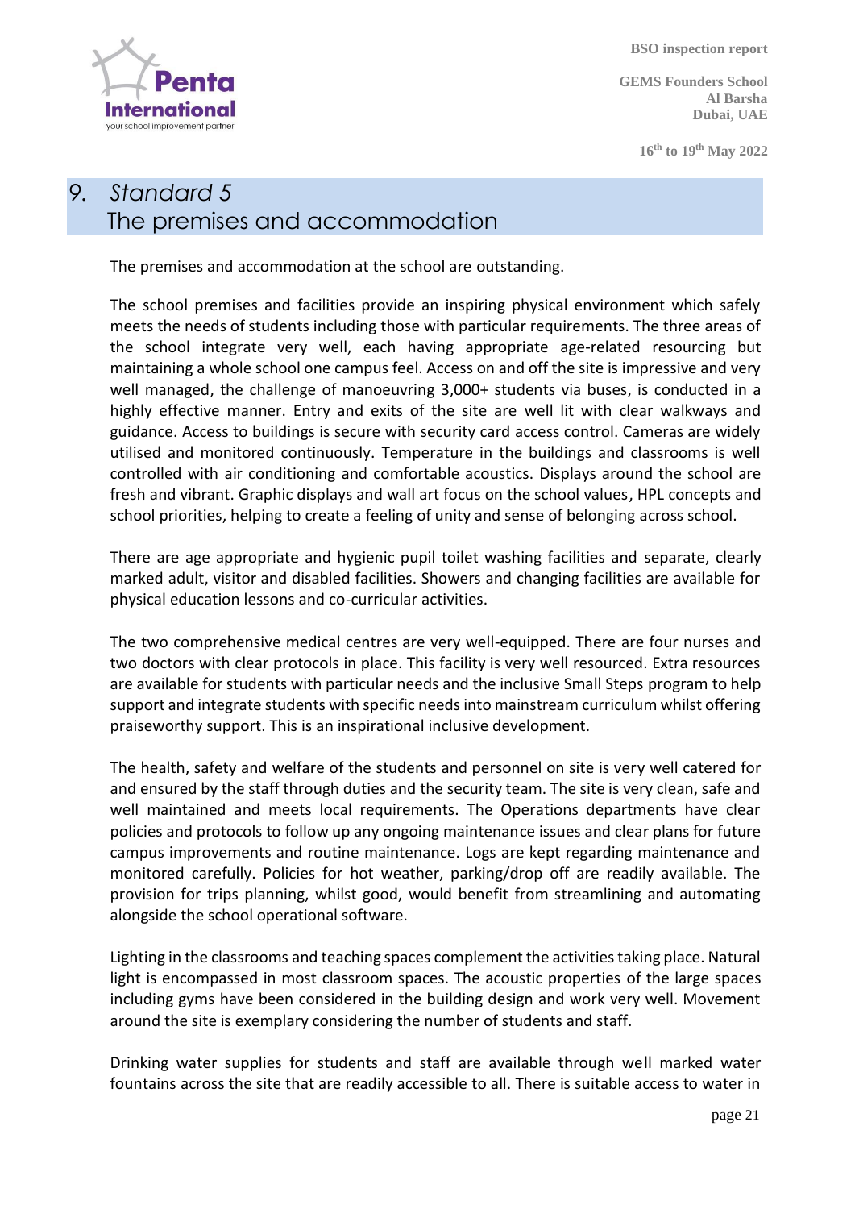# 9. *Standard 5* The premises and accommodation

The premises and accommodation at the school are outstanding.

The school premises and facilities provide an inspiring physical environment which safely meets the needs of students including those with particular requirements. The three areas of the school integrate very well, each having appropriate age-related resourcing but maintaining a whole school one campus feel. Access on and off the site is impressive and very well managed, the challenge of manoeuvring 3,000+ students via buses, is conducted in a highly effective manner. Entry and exits of the site are well lit with clear walkways and guidance. Access to buildings is secure with security card access control. Cameras are widely utilised and monitored continuously. Temperature in the buildings and classrooms is well controlled with air conditioning and comfortable acoustics. Displays around the school are fresh and vibrant. Graphic displays and wall art focus on the school values, HPL concepts and school priorities, helping to create a feeling of unity and sense of belonging across school.

There are age appropriate and hygienic pupil toilet washing facilities and separate, clearly marked adult, visitor and disabled facilities. Showers and changing facilities are available for physical education lessons and co-curricular activities.

The two comprehensive medical centres are very well-equipped. There are four nurses and two doctors with clear protocols in place. This facility is very well resourced. Extra resources are available for students with particular needs and the inclusive Small Steps program to help support and integrate students with specific needs into mainstream curriculum whilst offering praiseworthy support. This is an inspirational inclusive development.

The health, safety and welfare of the students and personnel on site is very well catered for and ensured by the staff through duties and the security team. The site is very clean, safe and well maintained and meets local requirements. The Operations departments have clear policies and protocols to follow up any ongoing maintenance issues and clear plans for future campus improvements and routine maintenance. Logs are kept regarding maintenance and monitored carefully. Policies for hot weather, parking/drop off are readily available. The provision for trips planning, whilst good, would benefit from streamlining and automating alongside the school operational software.

Lighting in the classrooms and teaching spaces complement the activities taking place. Natural light is encompassed in most classroom spaces. The acoustic properties of the large spaces including gyms have been considered in the building design and work very well. Movement around the site is exemplary considering the number of students and staff.

Drinking water supplies for students and staff are available through well marked water fountains across the site that are readily accessible to all. There is suitable access to water in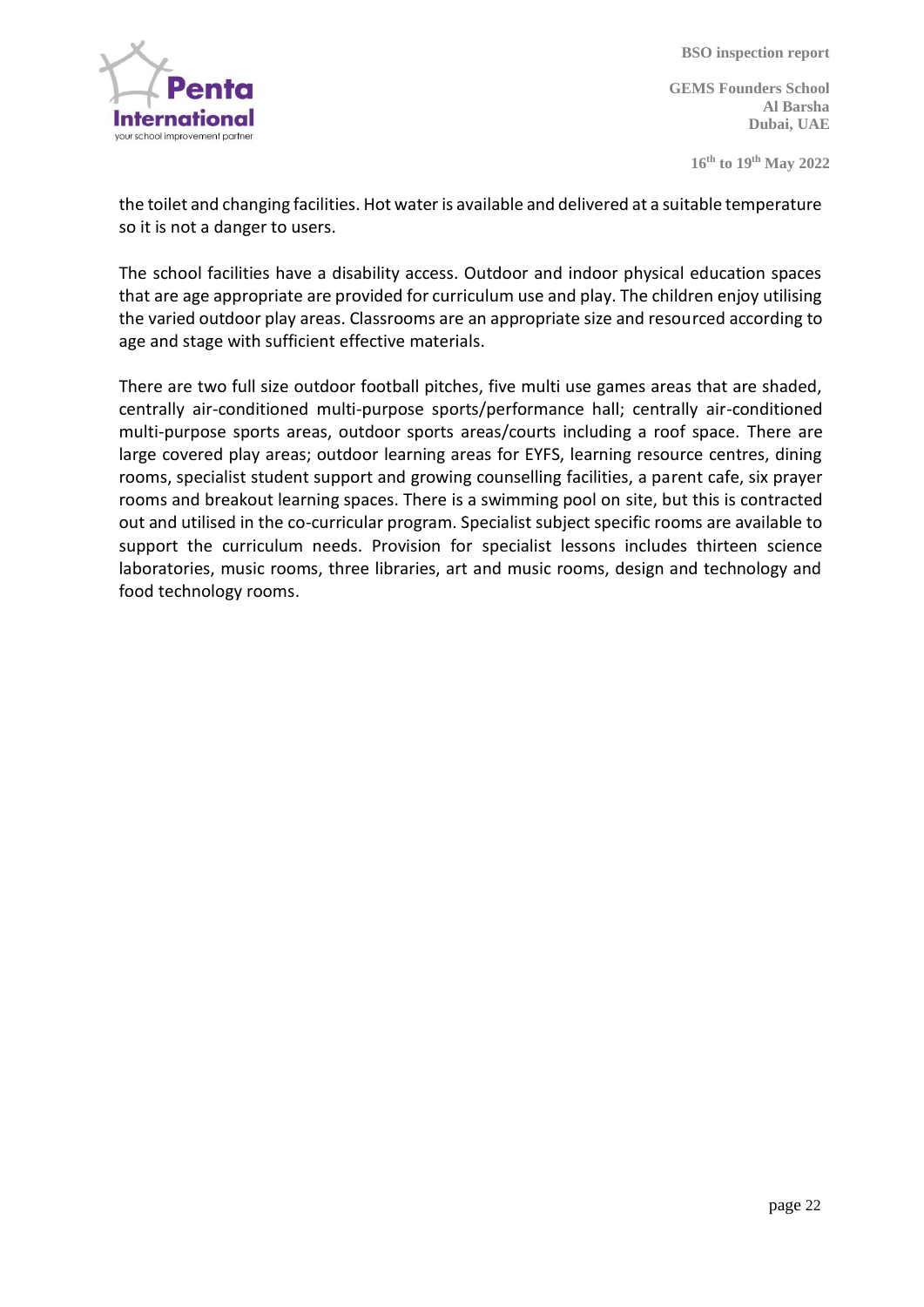the toilet and changing facilities. Hot water is available and delivered at a suitable temperature so it is not a danger to users.

The school facilities have a disability access. Outdoor and indoor physical education spaces that are age appropriate are provided for curriculum use and play. The children enjoy utilising the varied outdoor play areas. Classrooms are an appropriate size and resourced according to age and stage with sufficient effective materials.

There are two full size outdoor football pitches, five multi use games areas that are shaded, centrally air-conditioned multi-purpose sports/performance hall; centrally air-conditioned multi-purpose sports areas, outdoor sports areas/courts including a roof space. There are large covered play areas; outdoor learning areas for EYFS, learning resource centres, dining rooms, specialist student support and growing counselling facilities, a parent cafe, six prayer rooms and breakout learning spaces. There is a swimming pool on site, but this is contracted out and utilised in the co-curricular program. Specialist subject specific rooms are available to support the curriculum needs. Provision for specialist lessons includes thirteen science laboratories, music rooms, three libraries, art and music rooms, design and technology and food technology rooms.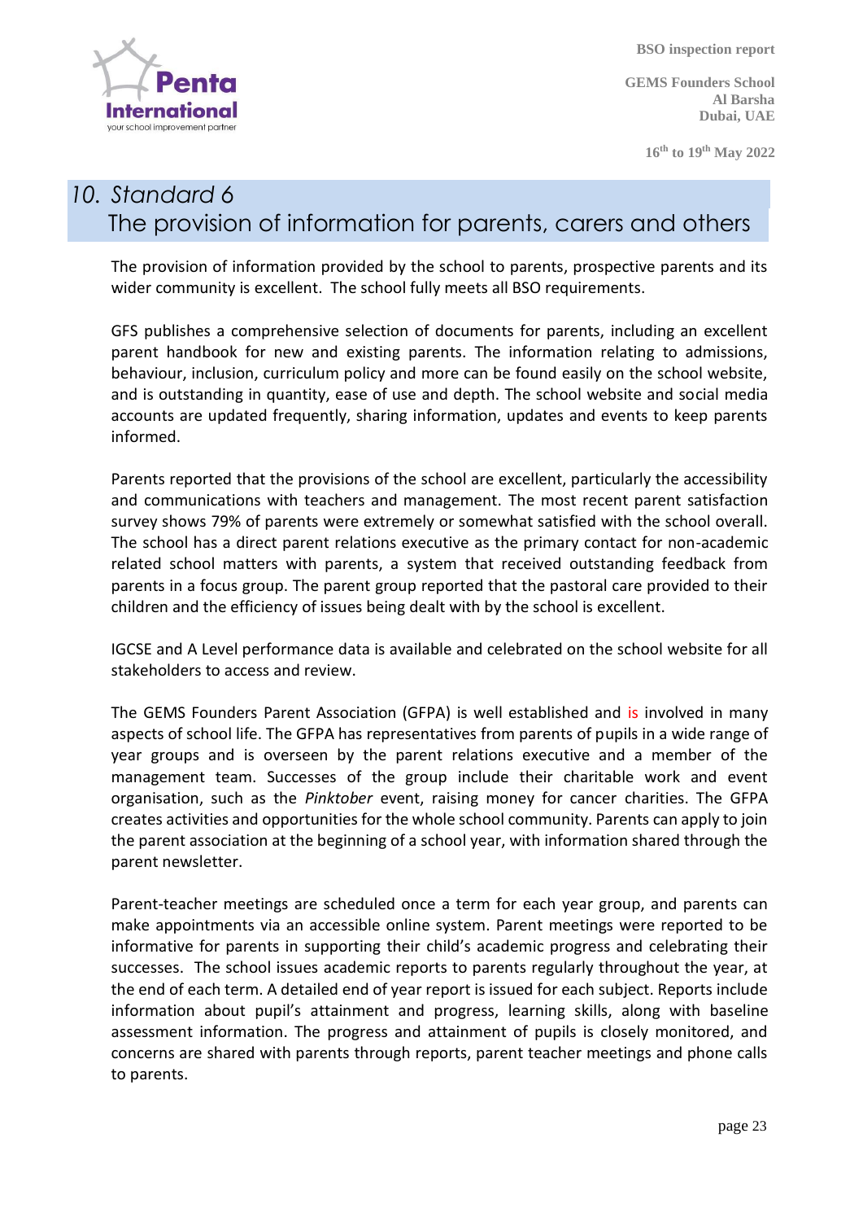# 10. *Standard 6*
The provision of information for parents, carers and others

The provision of information provided by the school to parents, prospective parents and its wider community is excellent. The school fully meets all BSO requirements.

GFS publishes a comprehensive selection of documents for parents, including an excellent parent handbook for new and existing parents. The information relating to admissions, behaviour, inclusion, curriculum policy and more can be found easily on the school website, and is outstanding in quantity, ease of use and depth. The school website and social media accounts are updated frequently, sharing information, updates and events to keep parents informed.

Parents reported that the provisions of the school are excellent, particularly the accessibility and communications with teachers and management. The most recent parent satisfaction survey shows 79% of parents were extremely or somewhat satisfied with the school overall. The school has a direct parent relations executive as the primary contact for non-academic related school matters with parents, a system that received outstanding feedback from parents in a focus group. The parent group reported that the pastoral care provided to their children and the efficiency of issues being dealt with by the school is excellent.

IGCSE and A Level performance data is available and celebrated on the school website for all stakeholders to access and review.

The GEMS Founders Parent Association (GFPA) is well established and is involved in many aspects of school life. The GFPA has representatives from parents of pupils in a wide range of year groups and is overseen by the parent relations executive and a member of the management team. Successes of the group include their charitable work and event organisation, such as the *Pinktober* event, raising money for cancer charities. The GFPA creates activities and opportunities for the whole school community. Parents can apply to join the parent association at the beginning of a school year, with information shared through the parent newsletter.

Parent-teacher meetings are scheduled once a term for each year group, and parents can make appointments via an accessible online system. Parent meetings were reported to be informative for parents in supporting their child's academic progress and celebrating their successes. The school issues academic reports to parents regularly throughout the year, at the end of each term. A detailed end of year report is issued for each subject. Reports include information about pupil's attainment and progress, learning skills, along with baseline assessment information. The progress and attainment of pupils is closely monitored, and concerns are shared with parents through reports, parent teacher meetings and phone calls to parents.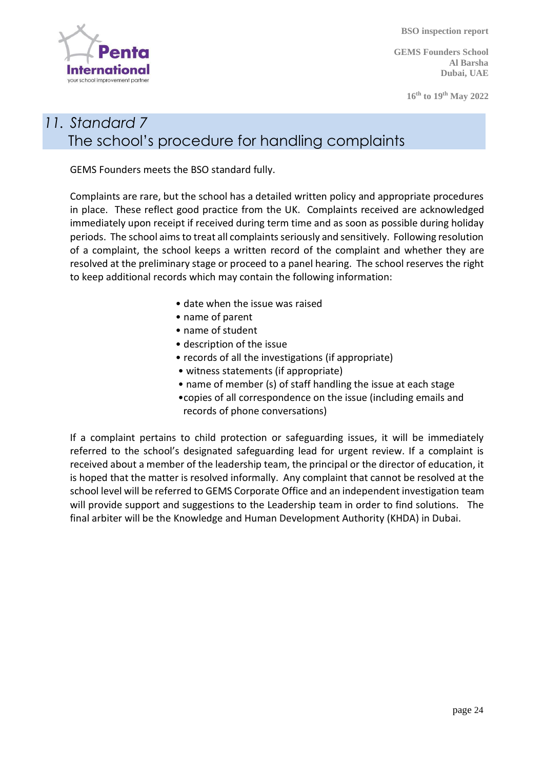# 11. Standard 7 The school's procedure for handling complaints

GEMS Founders meets the BSO standard fully.

Complaints are rare, but the school has a detailed written policy and appropriate procedures in place. These reflect good practice from the UK. Complaints received are acknowledged immediately upon receipt if received during term time and as soon as possible during holiday periods. The school aims to treat all complaints seriously and sensitively. Following resolution of a complaint, the school keeps a written record of the complaint and whether they are resolved at the preliminary stage or proceed to a panel hearing. The school reserves the right to keep additional records which may contain the following information:

- date when the issue was raised
- name of parent
- name of student
- description of the issue
- records of all the investigations (if appropriate)
- witness statements (if appropriate)
- name of member (s) of staff handling the issue at each stage
- copies of all correspondence on the issue (including emails and records of phone conversations)

If a complaint pertains to child protection or safeguarding issues, it will be immediately referred to the school's designated safeguarding lead for urgent review. If a complaint is received about a member of the leadership team, the principal or the director of education, it is hoped that the matter is resolved informally. Any complaint that cannot be resolved at the school level will be referred to GEMS Corporate Office and an independent investigation team will provide support and suggestions to the Leadership team in order to find solutions. The final arbiter will be the Knowledge and Human Development Authority (KHDA) in Dubai.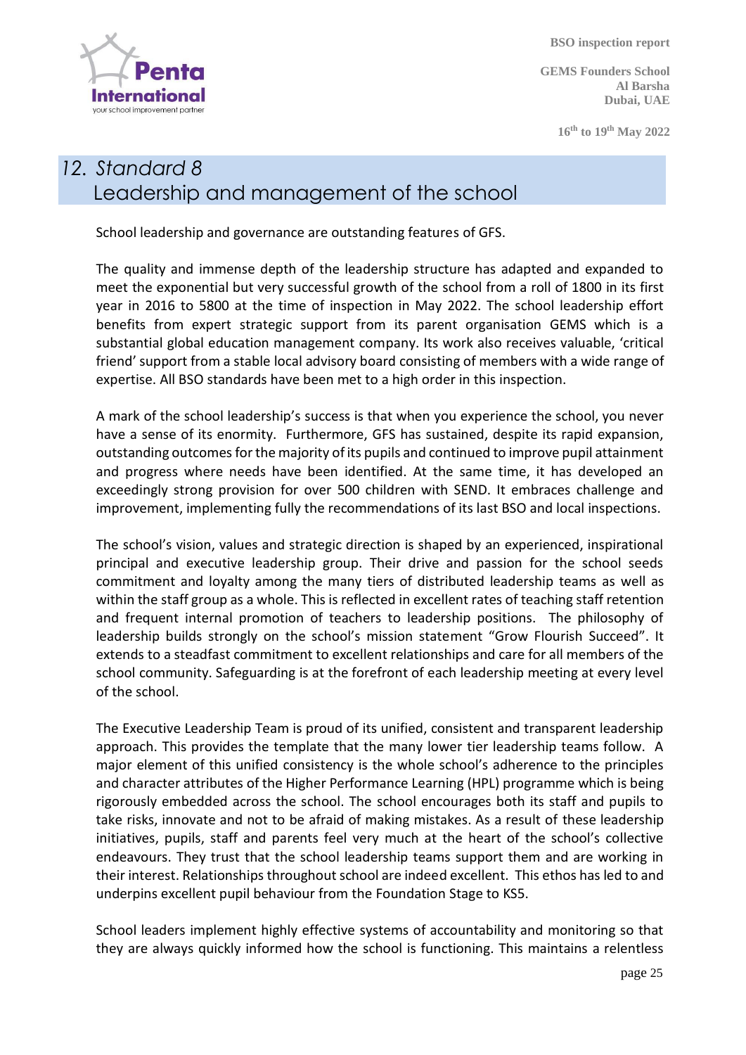## 12. Standard 8 Leadership and management of the school

School leadership and governance are outstanding features of GFS.

The quality and immense depth of the leadership structure has adapted and expanded to meet the exponential but very successful growth of the school from a roll of 1800 in its first year in 2016 to 5800 at the time of inspection in May 2022. The school leadership effort benefits from expert strategic support from its parent organisation GEMS which is a substantial global education management company. Its work also receives valuable, 'critical friend' support from a stable local advisory board consisting of members with a wide range of expertise. All BSO standards have been met to a high order in this inspection.

A mark of the school leadership's success is that when you experience the school, you never have a sense of its enormity. Furthermore, GFS has sustained, despite its rapid expansion, outstanding outcomes for the majority of its pupils and continued to improve pupil attainment and progress where needs have been identified. At the same time, it has developed an exceedingly strong provision for over 500 children with SEND. It embraces challenge and improvement, implementing fully the recommendations of its last BSO and local inspections.

The school's vision, values and strategic direction is shaped by an experienced, inspirational principal and executive leadership group. Their drive and passion for the school seeds commitment and loyalty among the many tiers of distributed leadership teams as well as within the staff group as a whole. This is reflected in excellent rates of teaching staff retention and frequent internal promotion of teachers to leadership positions. The philosophy of leadership builds strongly on the school's mission statement "Grow Flourish Succeed". It extends to a steadfast commitment to excellent relationships and care for all members of the school community. Safeguarding is at the forefront of each leadership meeting at every level of the school.

The Executive Leadership Team is proud of its unified, consistent and transparent leadership approach. This provides the template that the many lower tier leadership teams follow. A major element of this unified consistency is the whole school's adherence to the principles and character attributes of the Higher Performance Learning (HPL) programme which is being rigorously embedded across the school. The school encourages both its staff and pupils to take risks, innovate and not to be afraid of making mistakes. As a result of these leadership initiatives, pupils, staff and parents feel very much at the heart of the school's collective endeavours. They trust that the school leadership teams support them and are working in their interest. Relationships throughout school are indeed excellent. This ethos has led to and underpins excellent pupil behaviour from the Foundation Stage to KS5.

School leaders implement highly effective systems of accountability and monitoring so that they are always quickly informed how the school is functioning. This maintains a relentless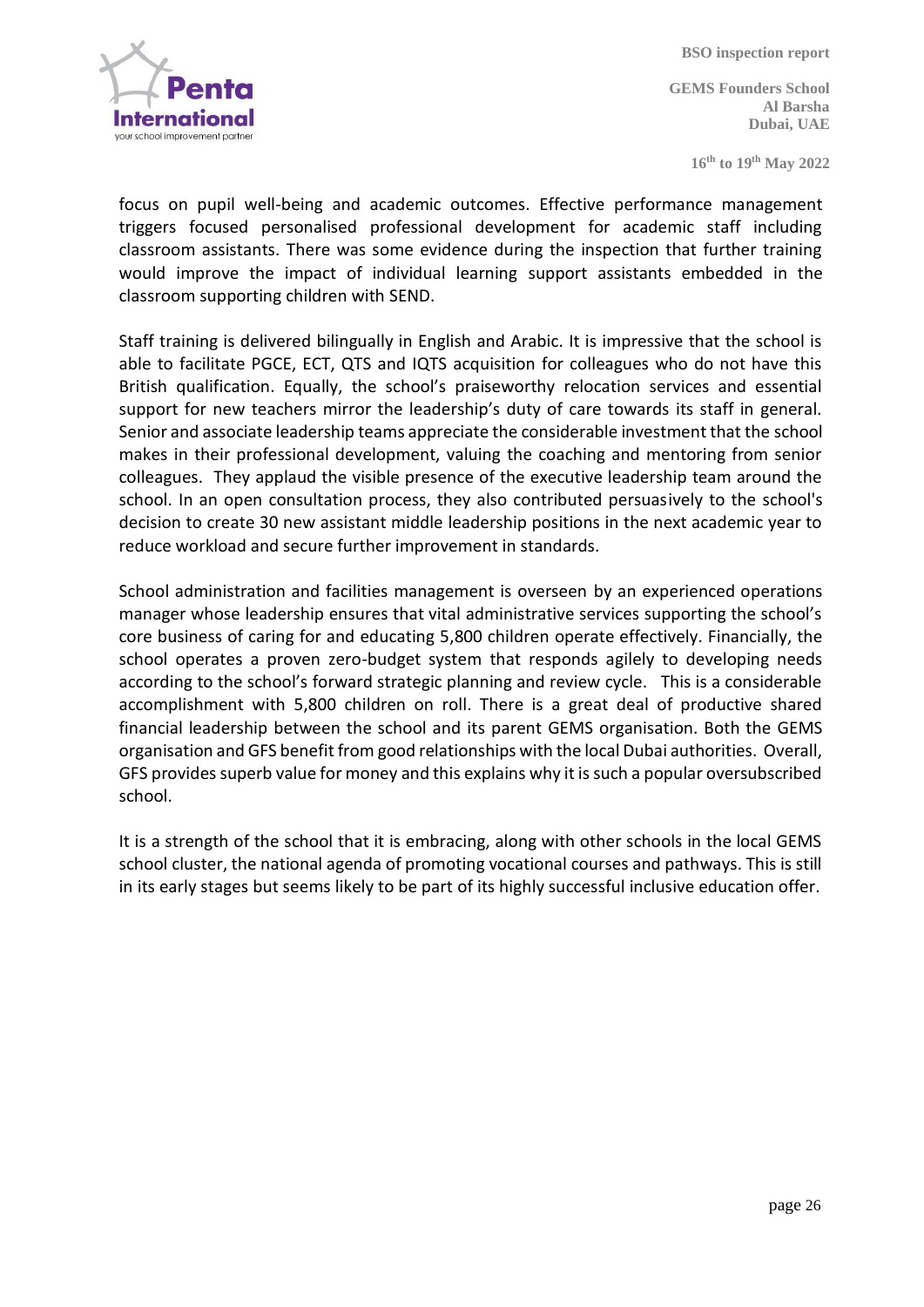focus on pupil well-being and academic outcomes. Effective performance management triggers focused personalised professional development for academic staff including classroom assistants. There was some evidence during the inspection that further training would improve the impact of individual learning support assistants embedded in the classroom supporting children with SEND.

Staff training is delivered bilingually in English and Arabic. It is impressive that the school is able to facilitate PGCE, ECT, QTS and IQTS acquisition for colleagues who do not have this British qualification. Equally, the school's praiseworthy relocation services and essential support for new teachers mirror the leadership's duty of care towards its staff in general. Senior and associate leadership teams appreciate the considerable investment that the school makes in their professional development, valuing the coaching and mentoring from senior colleagues. They applaud the visible presence of the executive leadership team around the school. In an open consultation process, they also contributed persuasively to the school's decision to create 30 new assistant middle leadership positions in the next academic year to reduce workload and secure further improvement in standards.

School administration and facilities management is overseen by an experienced operations manager whose leadership ensures that vital administrative services supporting the school's core business of caring for and educating 5,800 children operate effectively. Financially, the school operates a proven zero-budget system that responds agilely to developing needs according to the school's forward strategic planning and review cycle. This is a considerable accomplishment with 5,800 children on roll. There is a great deal of productive shared financial leadership between the school and its parent GEMS organisation. Both the GEMS organisation and GFS benefit from good relationships with the local Dubai authorities. Overall, GFS provides superb value for money and this explains why it is such a popular oversubscribed school.

It is a strength of the school that it is embracing, along with other schools in the local GEMS school cluster, the national agenda of promoting vocational courses and pathways. This is still in its early stages but seems likely to be part of its highly successful inclusive education offer.